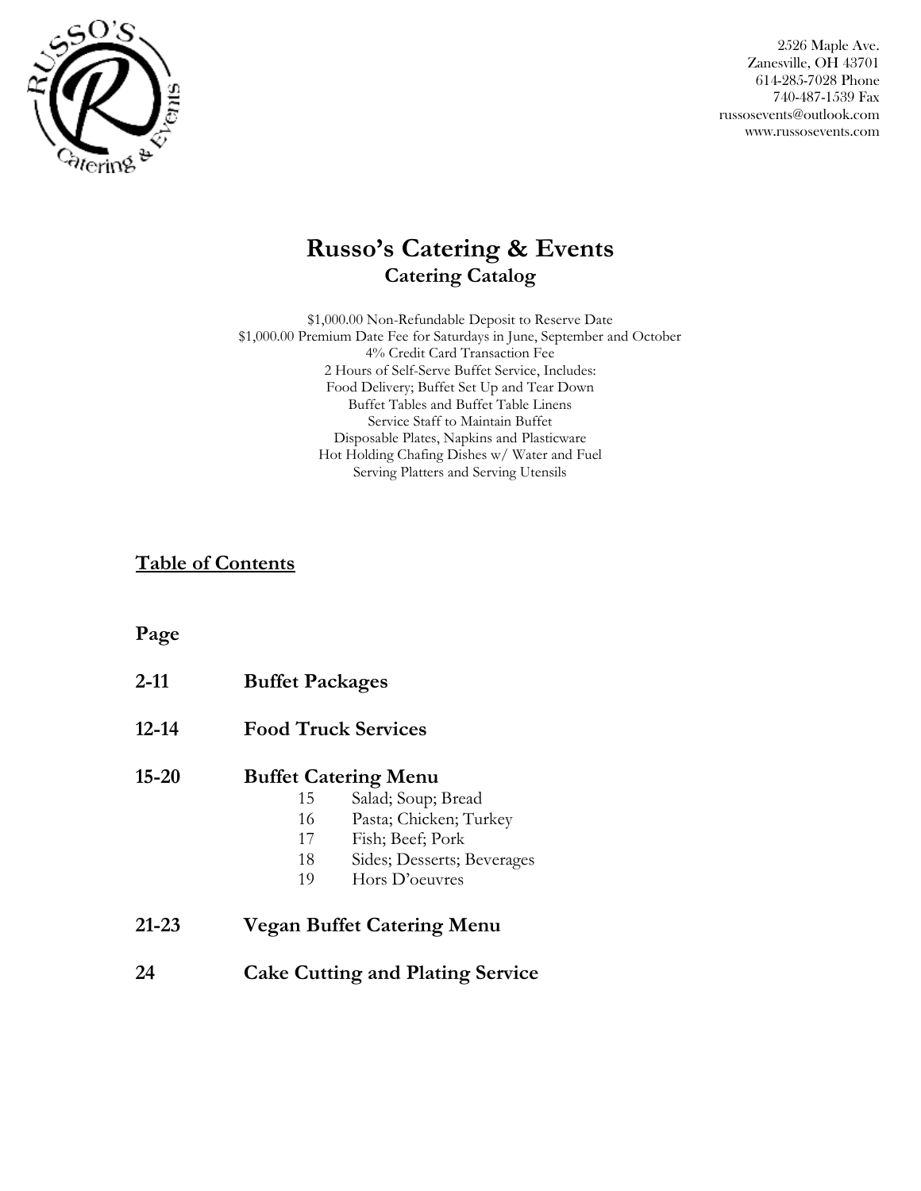2526 Maple Ave.
Zanesville, OH 43701
614-285-7028 Phone
740-487-1539 Fax
russosevents@outlook.com
www.russosevents.com

# Russo's Catering & Events

## Catering Catalog

$1,000.00 Non-Refundable Deposit to Reserve Date
$1,000.00 Premium Date Fee for Saturdays in June, September and October
4% Credit Card Transaction Fee
2 Hours of Self-Serve Buffet Service, Includes:
Food Delivery; Buffet Set Up and Tear Down
Buffet Tables and Buffet Table Linens
Service Staff to Maintain Buffet
Disposable Plates, Napkins and Plasticware
Hot Holding Chafing Dishes w/ Water and Fuel
Serving Platters and Serving Utensils

**<u>Table of Contents</u>**

**Page**

**2-11** **Buffet Packages**

**12-14** **Food Truck Services**

**15-20** **Buffet Catering Menu**
- 15 Salad; Soup; Bread
- 16 Pasta; Chicken; Turkey
- 17 Fish; Beef; Pork
- 18 Sides; Desserts; Beverages
- 19 Hors D'oeuvres

**21-23** **Vegan Buffet Catering Menu**

**24** **Cake Cutting and Plating Service**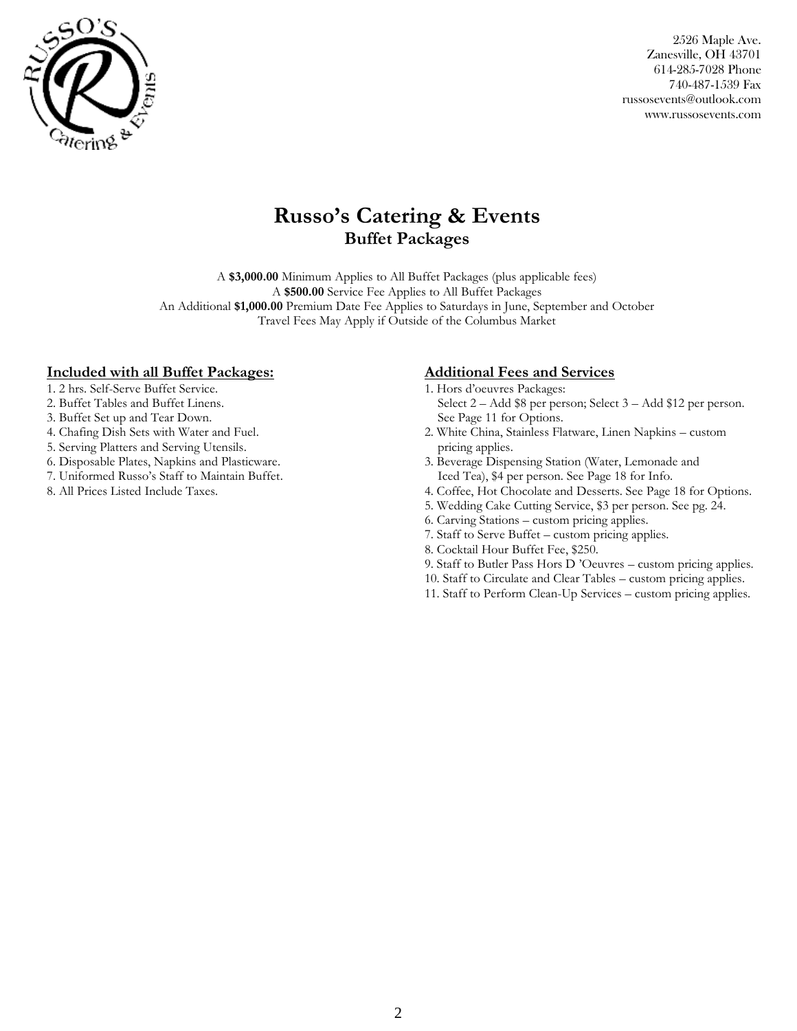2526 Maple Ave.
Zanesville, OH 43701
614-285-7028 Phone
740-487-1539 Fax
russosevents@outlook.com
www.russosevents.com

# Russo's Catering & Events

## Buffet Packages

A **$3,000.00** Minimum Applies to All Buffet Packages (plus applicable fees)
A **$500.00** Service Fee Applies to All Buffet Packages
An Additional **$1,000.00** Premium Date Fee Applies to Saturdays in June, September and October
Travel Fees May Apply if Outside of the Columbus Market

### Included with all Buffet Packages:

1. 2 hrs. Self-Serve Buffet Service.
2. Buffet Tables and Buffet Linens.
3. Buffet Set up and Tear Down.
4. Chafing Dish Sets with Water and Fuel.
5. Serving Platters and Serving Utensils.
6. Disposable Plates, Napkins and Plasticware.
7. Uniformed Russo's Staff to Maintain Buffet.
8. All Prices Listed Include Taxes.

### Additional Fees and Services

1. Hors d'oeuvres Packages:
   Select 2 – Add $8 per person; Select 3 – Add $12 per person.
   See Page 11 for Options.
2. White China, Stainless Flatware, Linen Napkins – custom pricing applies.
3. Beverage Dispensing Station (Water, Lemonade and Iced Tea), $4 per person. See Page 18 for Info.
4. Coffee, Hot Chocolate and Desserts. See Page 18 for Options.
5. Wedding Cake Cutting Service, $3 per person. See pg. 24.
6. Carving Stations – custom pricing applies.
7. Staff to Serve Buffet – custom pricing applies.
8. Cocktail Hour Buffet Fee, $250.
9. Staff to Butler Pass Hors D 'Oeuvres – custom pricing applies.
10. Staff to Circulate and Clear Tables – custom pricing applies.
11. Staff to Perform Clean-Up Services – custom pricing applies.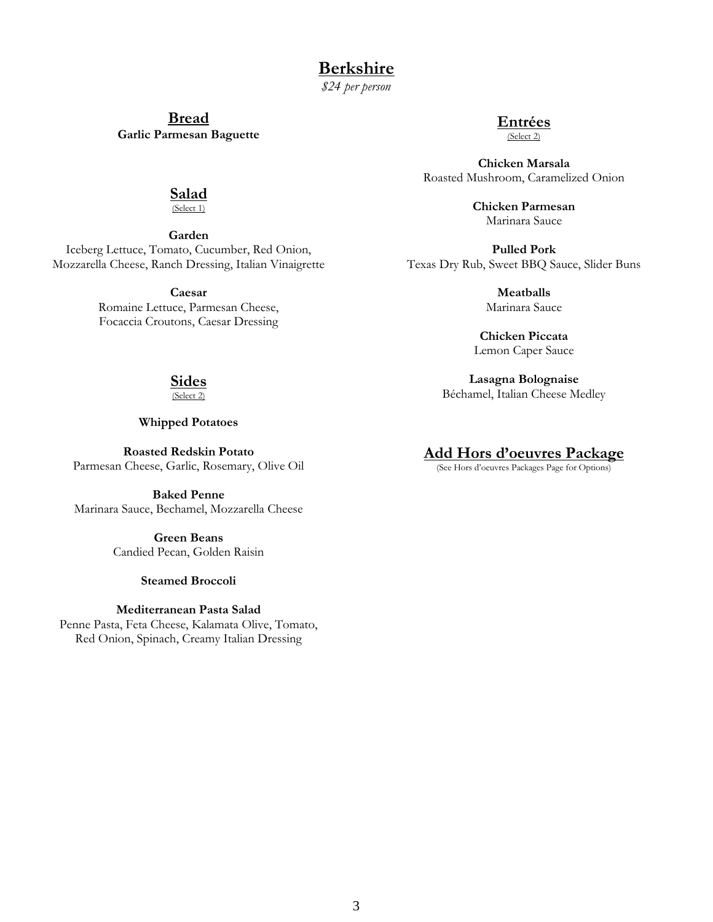# Berkshire

*$24 per person*

## Bread

**Garlic Parmesan Baguette**

## Salad

(Select 1)

**Garden**
Iceberg Lettuce, Tomato, Cucumber, Red Onion, Mozzarella Cheese, Ranch Dressing, Italian Vinaigrette

**Caesar**
Romaine Lettuce, Parmesan Cheese, Focaccia Croutons, Caesar Dressing

## Sides

(Select 2)

**Whipped Potatoes**

**Roasted Redskin Potato**
Parmesan Cheese, Garlic, Rosemary, Olive Oil

**Baked Penne**
Marinara Sauce, Bechamel, Mozzarella Cheese

**Green Beans**
Candied Pecan, Golden Raisin

**Steamed Broccoli**

**Mediterranean Pasta Salad**
Penne Pasta, Feta Cheese, Kalamata Olive, Tomato, Red Onion, Spinach, Creamy Italian Dressing

## Entrées

(Select 2)

**Chicken Marsala**
Roasted Mushroom, Caramelized Onion

**Chicken Parmesan**
Marinara Sauce

**Pulled Pork**
Texas Dry Rub, Sweet BBQ Sauce, Slider Buns

**Meatballs**
Marinara Sauce

**Chicken Piccata**
Lemon Caper Sauce

**Lasagna Bolognaise**
Béchamel, Italian Cheese Medley

## Add Hors d'oeuvres Package

(See Hors d'oeuvres Packages Page for Options)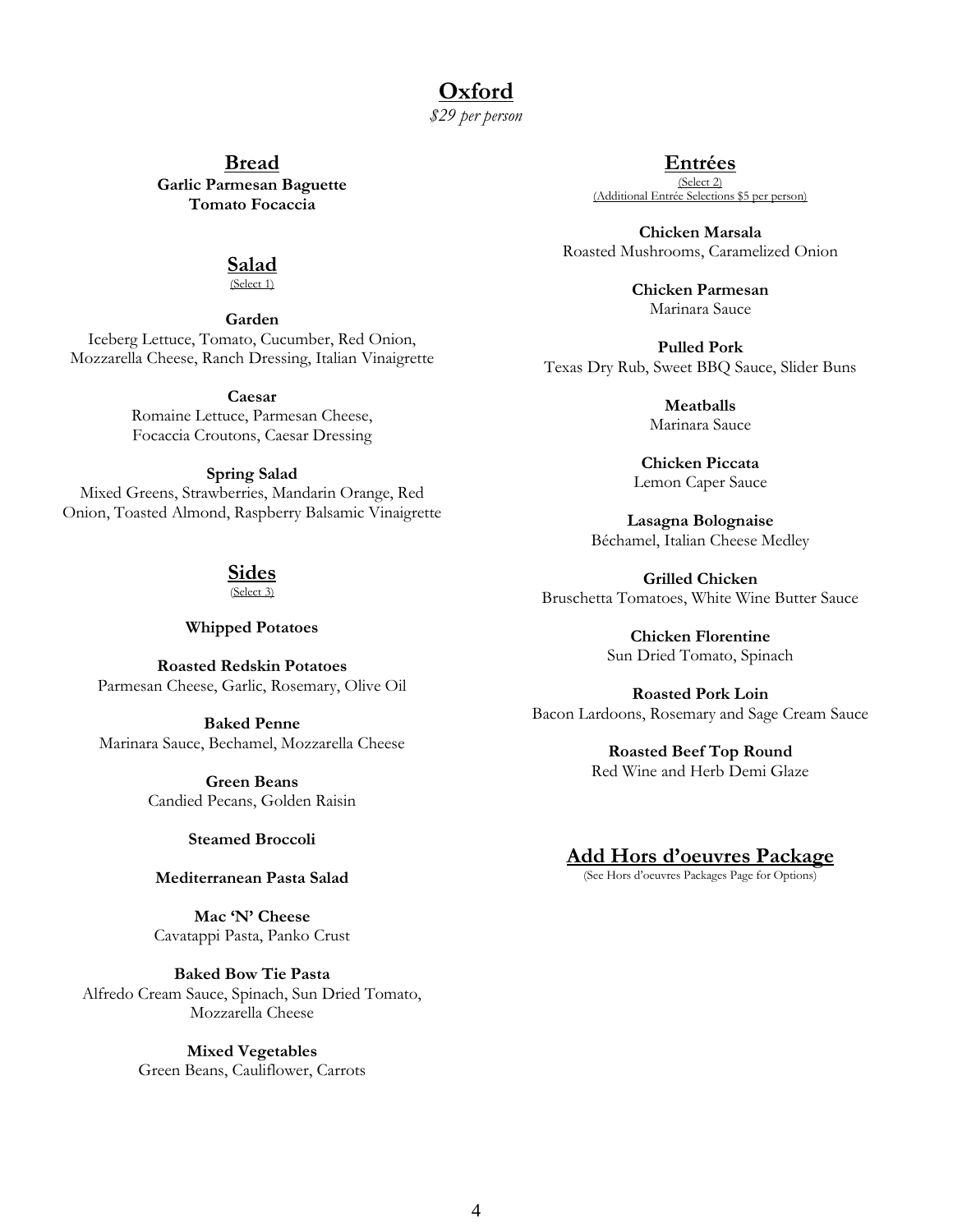# Oxford

*$29 per person*

## Bread

**Garlic Parmesan Baguette**
**Tomato Focaccia**

## Salad

(Select 1)

**Garden**
Iceberg Lettuce, Tomato, Cucumber, Red Onion, Mozzarella Cheese, Ranch Dressing, Italian Vinaigrette

**Caesar**
Romaine Lettuce, Parmesan Cheese, Focaccia Croutons, Caesar Dressing

**Spring Salad**
Mixed Greens, Strawberries, Mandarin Orange, Red Onion, Toasted Almond, Raspberry Balsamic Vinaigrette

## Sides

(Select 3)

**Whipped Potatoes**

**Roasted Redskin Potatoes**
Parmesan Cheese, Garlic, Rosemary, Olive Oil

**Baked Penne**
Marinara Sauce, Bechamel, Mozzarella Cheese

**Green Beans**
Candied Pecans, Golden Raisin

**Steamed Broccoli**

**Mediterranean Pasta Salad**

**Mac 'N' Cheese**
Cavatappi Pasta, Panko Crust

**Baked Bow Tie Pasta**
Alfredo Cream Sauce, Spinach, Sun Dried Tomato, Mozzarella Cheese

**Mixed Vegetables**
Green Beans, Cauliflower, Carrots

## Entrées

(Select 2)
(Additional Entrée Selections $5 per person)

**Chicken Marsala**
Roasted Mushrooms, Caramelized Onion

**Chicken Parmesan**
Marinara Sauce

**Pulled Pork**
Texas Dry Rub, Sweet BBQ Sauce, Slider Buns

**Meatballs**
Marinara Sauce

**Chicken Piccata**
Lemon Caper Sauce

**Lasagna Bolognaise**
Béchamel, Italian Cheese Medley

**Grilled Chicken**
Bruschetta Tomatoes, White Wine Butter Sauce

**Chicken Florentine**
Sun Dried Tomato, Spinach

**Roasted Pork Loin**
Bacon Lardoons, Rosemary and Sage Cream Sauce

**Roasted Beef Top Round**
Red Wine and Herb Demi Glaze

## Add Hors d'oeuvres Package

(See Hors d'oeuvres Packages Page for Options)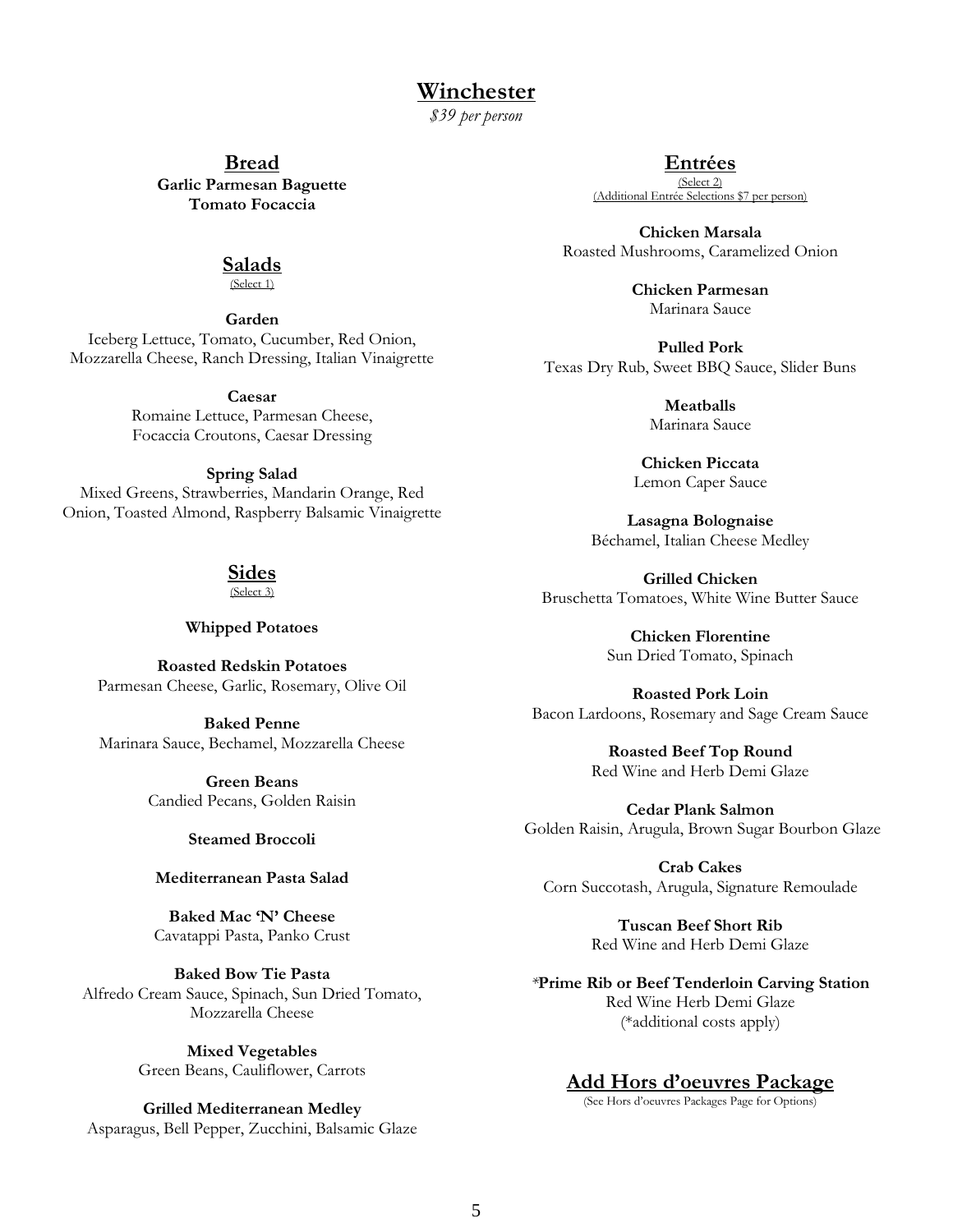# Winchester

*$39 per person*

## Bread

**Garlic Parmesan Baguette**
**Tomato Focaccia**

## Salads

(Select 1)

**Garden**
Iceberg Lettuce, Tomato, Cucumber, Red Onion, Mozzarella Cheese, Ranch Dressing, Italian Vinaigrette

**Caesar**
Romaine Lettuce, Parmesan Cheese, Focaccia Croutons, Caesar Dressing

**Spring Salad**
Mixed Greens, Strawberries, Mandarin Orange, Red Onion, Toasted Almond, Raspberry Balsamic Vinaigrette

## Sides

(Select 3)

**Whipped Potatoes**

**Roasted Redskin Potatoes**
Parmesan Cheese, Garlic, Rosemary, Olive Oil

**Baked Penne**
Marinara Sauce, Bechamel, Mozzarella Cheese

**Green Beans**
Candied Pecans, Golden Raisin

**Steamed Broccoli**

**Mediterranean Pasta Salad**

**Baked Mac 'N' Cheese**
Cavatappi Pasta, Panko Crust

**Baked Bow Tie Pasta**
Alfredo Cream Sauce, Spinach, Sun Dried Tomato, Mozzarella Cheese

**Mixed Vegetables**
Green Beans, Cauliflower, Carrots

**Grilled Mediterranean Medley**
Asparagus, Bell Pepper, Zucchini, Balsamic Glaze

## Entrées

(Select 2)
(Additional Entrée Selections $7 per person)

**Chicken Marsala**
Roasted Mushrooms, Caramelized Onion

**Chicken Parmesan**
Marinara Sauce

**Pulled Pork**
Texas Dry Rub, Sweet BBQ Sauce, Slider Buns

**Meatballs**
Marinara Sauce

**Chicken Piccata**
Lemon Caper Sauce

**Lasagna Bolognaise**
Béchamel, Italian Cheese Medley

**Grilled Chicken**
Bruschetta Tomatoes, White Wine Butter Sauce

**Chicken Florentine**
Sun Dried Tomato, Spinach

**Roasted Pork Loin**
Bacon Lardoons, Rosemary and Sage Cream Sauce

**Roasted Beef Top Round**
Red Wine and Herb Demi Glaze

**Cedar Plank Salmon**
Golden Raisin, Arugula, Brown Sugar Bourbon Glaze

**Crab Cakes**
Corn Succotash, Arugula, Signature Remoulade

**Tuscan Beef Short Rib**
Red Wine and Herb Demi Glaze

***Prime Rib or Beef Tenderloin Carving Station**
Red Wine Herb Demi Glaze
(*additional costs apply)

## Add Hors d'oeuvres Package

(See Hors d'oeuvres Packages Page for Options)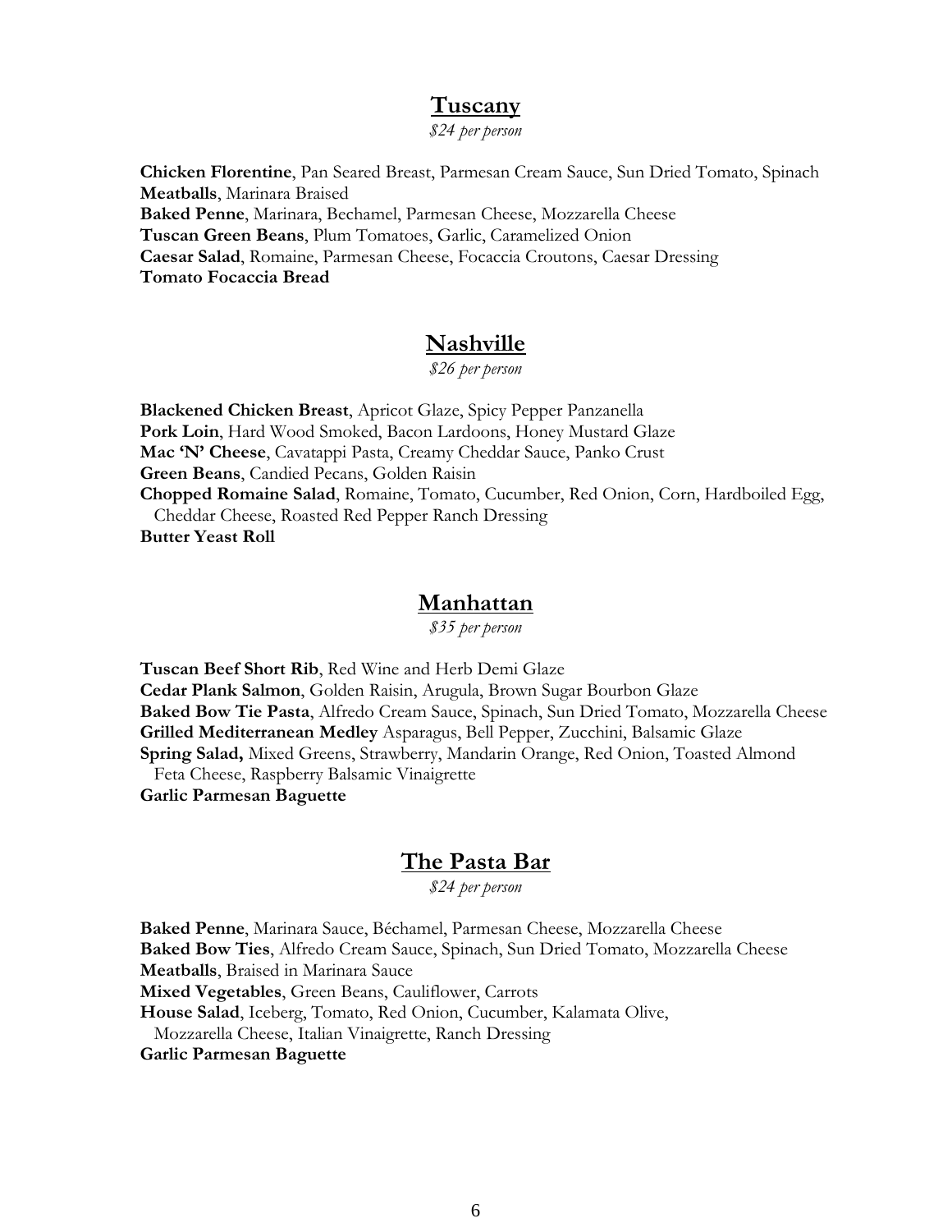## Tuscany

*$24 per person*

**Chicken Florentine**, Pan Seared Breast, Parmesan Cream Sauce, Sun Dried Tomato, Spinach
**Meatballs**, Marinara Braised
**Baked Penne**, Marinara, Bechamel, Parmesan Cheese, Mozzarella Cheese
**Tuscan Green Beans**, Plum Tomatoes, Garlic, Caramelized Onion
**Caesar Salad**, Romaine, Parmesan Cheese, Focaccia Croutons, Caesar Dressing
**Tomato Focaccia Bread**

## Nashville

*$26 per person*

**Blackened Chicken Breast**, Apricot Glaze, Spicy Pepper Panzanella
**Pork Loin**, Hard Wood Smoked, Bacon Lardoons, Honey Mustard Glaze
**Mac 'N' Cheese**, Cavatappi Pasta, Creamy Cheddar Sauce, Panko Crust
**Green Beans**, Candied Pecans, Golden Raisin
**Chopped Romaine Salad**, Romaine, Tomato, Cucumber, Red Onion, Corn, Hardboiled Egg, Cheddar Cheese, Roasted Red Pepper Ranch Dressing
**Butter Yeast Roll**

## Manhattan

*$35 per person*

**Tuscan Beef Short Rib**, Red Wine and Herb Demi Glaze
**Cedar Plank Salmon**, Golden Raisin, Arugula, Brown Sugar Bourbon Glaze
**Baked Bow Tie Pasta**, Alfredo Cream Sauce, Spinach, Sun Dried Tomato, Mozzarella Cheese
**Grilled Mediterranean Medley** Asparagus, Bell Pepper, Zucchini, Balsamic Glaze
**Spring Salad,** Mixed Greens, Strawberry, Mandarin Orange, Red Onion, Toasted Almond Feta Cheese, Raspberry Balsamic Vinaigrette
**Garlic Parmesan Baguette**

## The Pasta Bar

*$24 per person*

**Baked Penne**, Marinara Sauce, Béchamel, Parmesan Cheese, Mozzarella Cheese
**Baked Bow Ties**, Alfredo Cream Sauce, Spinach, Sun Dried Tomato, Mozzarella Cheese
**Meatballs**, Braised in Marinara Sauce
**Mixed Vegetables**, Green Beans, Cauliflower, Carrots
**House Salad**, Iceberg, Tomato, Red Onion, Cucumber, Kalamata Olive, Mozzarella Cheese, Italian Vinaigrette, Ranch Dressing
**Garlic Parmesan Baguette**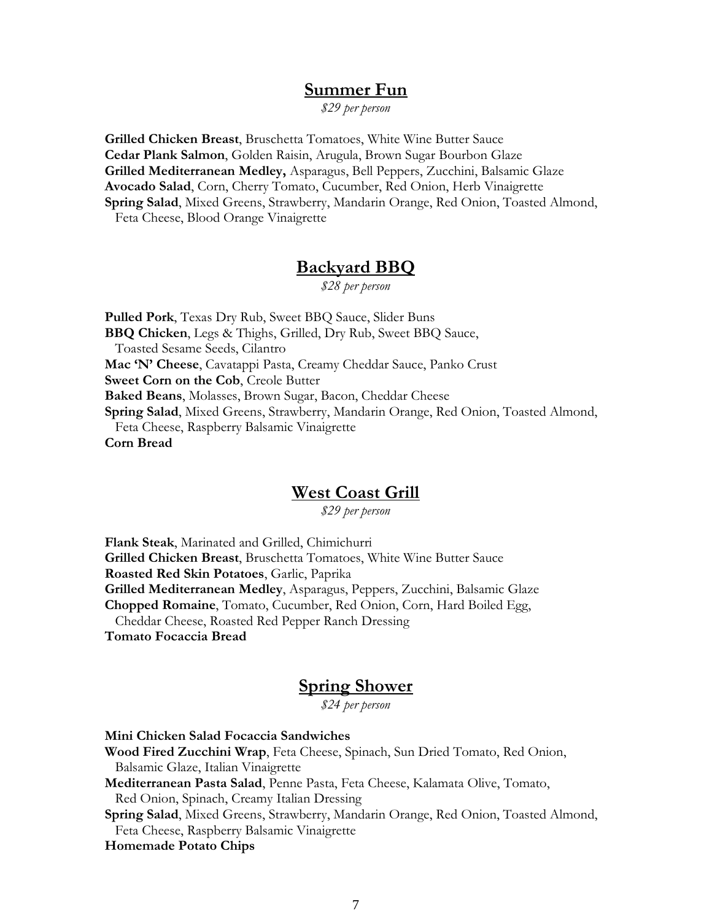## Summer Fun

*$29 per person*

**Grilled Chicken Breast**, Bruschetta Tomatoes, White Wine Butter Sauce
**Cedar Plank Salmon**, Golden Raisin, Arugula, Brown Sugar Bourbon Glaze
**Grilled Mediterranean Medley,** Asparagus, Bell Peppers, Zucchini, Balsamic Glaze
**Avocado Salad**, Corn, Cherry Tomato, Cucumber, Red Onion, Herb Vinaigrette
**Spring Salad**, Mixed Greens, Strawberry, Mandarin Orange, Red Onion, Toasted Almond, Feta Cheese, Blood Orange Vinaigrette

## Backyard BBQ

*$28 per person*

**Pulled Pork**, Texas Dry Rub, Sweet BBQ Sauce, Slider Buns
**BBQ Chicken**, Legs & Thighs, Grilled, Dry Rub, Sweet BBQ Sauce, Toasted Sesame Seeds, Cilantro
**Mac 'N' Cheese**, Cavatappi Pasta, Creamy Cheddar Sauce, Panko Crust
**Sweet Corn on the Cob**, Creole Butter
**Baked Beans**, Molasses, Brown Sugar, Bacon, Cheddar Cheese
**Spring Salad**, Mixed Greens, Strawberry, Mandarin Orange, Red Onion, Toasted Almond, Feta Cheese, Raspberry Balsamic Vinaigrette
**Corn Bread**

## West Coast Grill

*$29 per person*

**Flank Steak**, Marinated and Grilled, Chimichurri
**Grilled Chicken Breast**, Bruschetta Tomatoes, White Wine Butter Sauce
**Roasted Red Skin Potatoes**, Garlic, Paprika
**Grilled Mediterranean Medley**, Asparagus, Peppers, Zucchini, Balsamic Glaze
**Chopped Romaine**, Tomato, Cucumber, Red Onion, Corn, Hard Boiled Egg, Cheddar Cheese, Roasted Red Pepper Ranch Dressing
**Tomato Focaccia Bread**

## Spring Shower

*$24 per person*

**Mini Chicken Salad Focaccia Sandwiches**
**Wood Fired Zucchini Wrap**, Feta Cheese, Spinach, Sun Dried Tomato, Red Onion, Balsamic Glaze, Italian Vinaigrette
**Mediterranean Pasta Salad**, Penne Pasta, Feta Cheese, Kalamata Olive, Tomato, Red Onion, Spinach, Creamy Italian Dressing
**Spring Salad**, Mixed Greens, Strawberry, Mandarin Orange, Red Onion, Toasted Almond, Feta Cheese, Raspberry Balsamic Vinaigrette
**Homemade Potato Chips**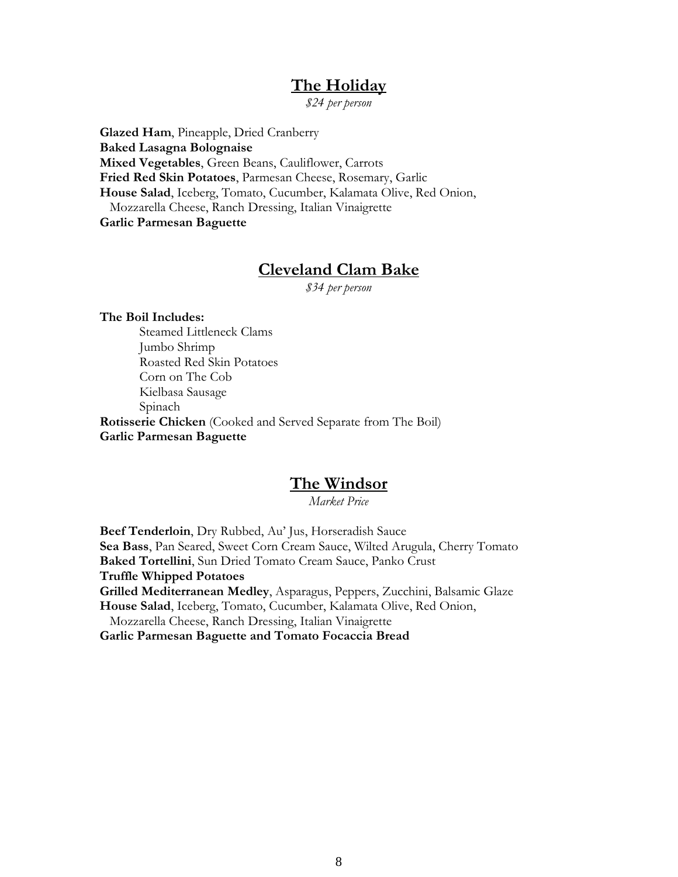## The Holiday

*$24 per person*

**Glazed Ham**, Pineapple, Dried Cranberry
**Baked Lasagna Bolognaise**
**Mixed Vegetables**, Green Beans, Cauliflower, Carrots
**Fried Red Skin Potatoes**, Parmesan Cheese, Rosemary, Garlic
**House Salad**, Iceberg, Tomato, Cucumber, Kalamata Olive, Red Onion, Mozzarella Cheese, Ranch Dressing, Italian Vinaigrette
**Garlic Parmesan Baguette**

## Cleveland Clam Bake

*$34 per person*

**The Boil Includes:**

- Steamed Littleneck Clams
- Jumbo Shrimp
- Roasted Red Skin Potatoes
- Corn on The Cob
- Kielbasa Sausage
- Spinach

**Rotisserie Chicken** (Cooked and Served Separate from The Boil)
**Garlic Parmesan Baguette**

## The Windsor

*Market Price*

**Beef Tenderloin**, Dry Rubbed, Au' Jus, Horseradish Sauce
**Sea Bass**, Pan Seared, Sweet Corn Cream Sauce, Wilted Arugula, Cherry Tomato
**Baked Tortellini**, Sun Dried Tomato Cream Sauce, Panko Crust
**Truffle Whipped Potatoes**
**Grilled Mediterranean Medley**, Asparagus, Peppers, Zucchini, Balsamic Glaze
**House Salad**, Iceberg, Tomato, Cucumber, Kalamata Olive, Red Onion, Mozzarella Cheese, Ranch Dressing, Italian Vinaigrette
**Garlic Parmesan Baguette and Tomato Focaccia Bread**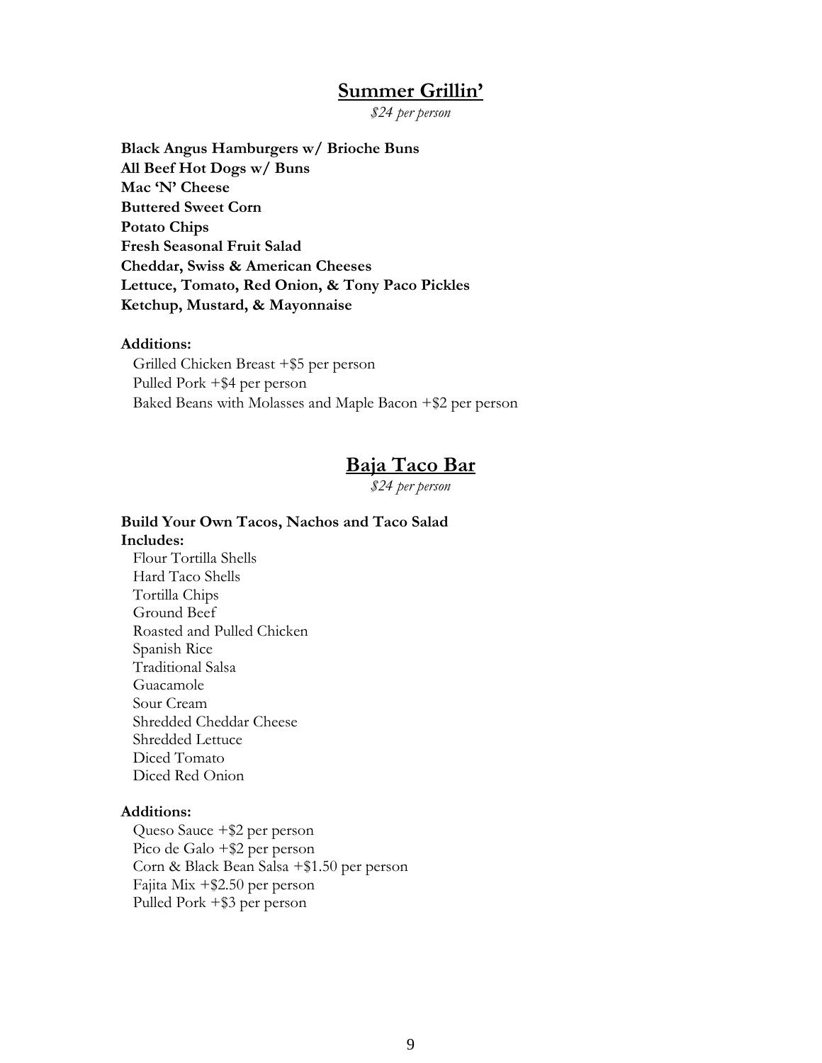## Summer Grillin'

*$24 per person*

**Black Angus Hamburgers w/ Brioche Buns**
**All Beef Hot Dogs w/ Buns**
**Mac 'N' Cheese**
**Buttered Sweet Corn**
**Potato Chips**
**Fresh Seasonal Fruit Salad**
**Cheddar, Swiss & American Cheeses**
**Lettuce, Tomato, Red Onion, & Tony Paco Pickles**
**Ketchup, Mustard, & Mayonnaise**

**Additions:**

Grilled Chicken Breast +$5 per person
Pulled Pork +$4 per person
Baked Beans with Molasses and Maple Bacon +$2 per person

## Baja Taco Bar

*$24 per person*

**Build Your Own Tacos, Nachos and Taco Salad**
**Includes:**

Flour Tortilla Shells
Hard Taco Shells
Tortilla Chips
Ground Beef
Roasted and Pulled Chicken
Spanish Rice
Traditional Salsa
Guacamole
Sour Cream
Shredded Cheddar Cheese
Shredded Lettuce
Diced Tomato
Diced Red Onion

**Additions:**

Queso Sauce +$2 per person
Pico de Galo +$2 per person
Corn & Black Bean Salsa +$1.50 per person
Fajita Mix +$2.50 per person
Pulled Pork +$3 per person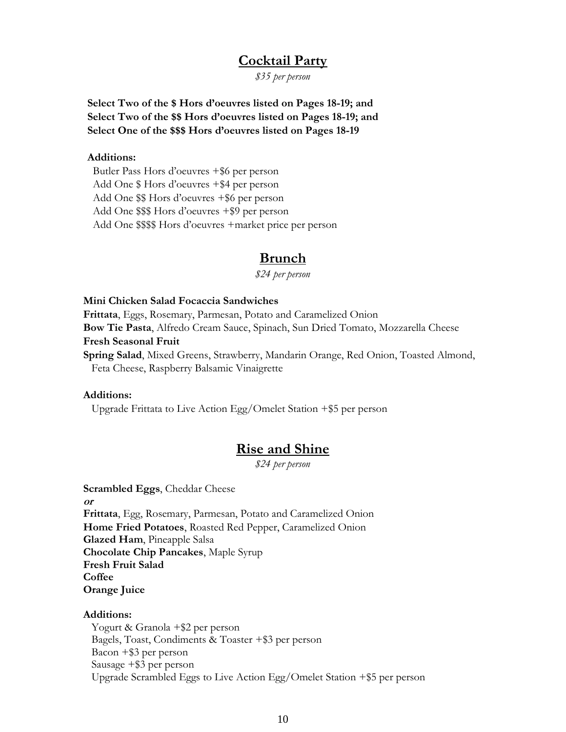## Cocktail Party

*$35 per person*

**Select Two of the $ Hors d'oeuvres listed on Pages 18-19; and**
**Select Two of the $$ Hors d'oeuvres listed on Pages 18-19; and**
**Select One of the $$$ Hors d'oeuvres listed on Pages 18-19**

**Additions:**

Butler Pass Hors d'oeuvres +$6 per person
Add One $ Hors d'oeuvres +$4 per person
Add One $$ Hors d'oeuvres +$6 per person
Add One $$$ Hors d'oeuvres +$9 per person
Add One $$$$ Hors d'oeuvres +market price per person

## Brunch

*$24 per person*

**Mini Chicken Salad Focaccia Sandwiches**
**Frittata**, Eggs, Rosemary, Parmesan, Potato and Caramelized Onion
**Bow Tie Pasta**, Alfredo Cream Sauce, Spinach, Sun Dried Tomato, Mozzarella Cheese
**Fresh Seasonal Fruit**
**Spring Salad**, Mixed Greens, Strawberry, Mandarin Orange, Red Onion, Toasted Almond, Feta Cheese, Raspberry Balsamic Vinaigrette

**Additions:**

Upgrade Frittata to Live Action Egg/Omelet Station +$5 per person

## Rise and Shine

*$24 per person*

**Scrambled Eggs**, Cheddar Cheese
***or***
**Frittata**, Egg, Rosemary, Parmesan, Potato and Caramelized Onion
**Home Fried Potatoes**, Roasted Red Pepper, Caramelized Onion
**Glazed Ham**, Pineapple Salsa
**Chocolate Chip Pancakes**, Maple Syrup
**Fresh Fruit Salad**
**Coffee**
**Orange Juice**

**Additions:**

Yogurt & Granola +$2 per person
Bagels, Toast, Condiments & Toaster +$3 per person
Bacon +$3 per person
Sausage +$3 per person
Upgrade Scrambled Eggs to Live Action Egg/Omelet Station +$5 per person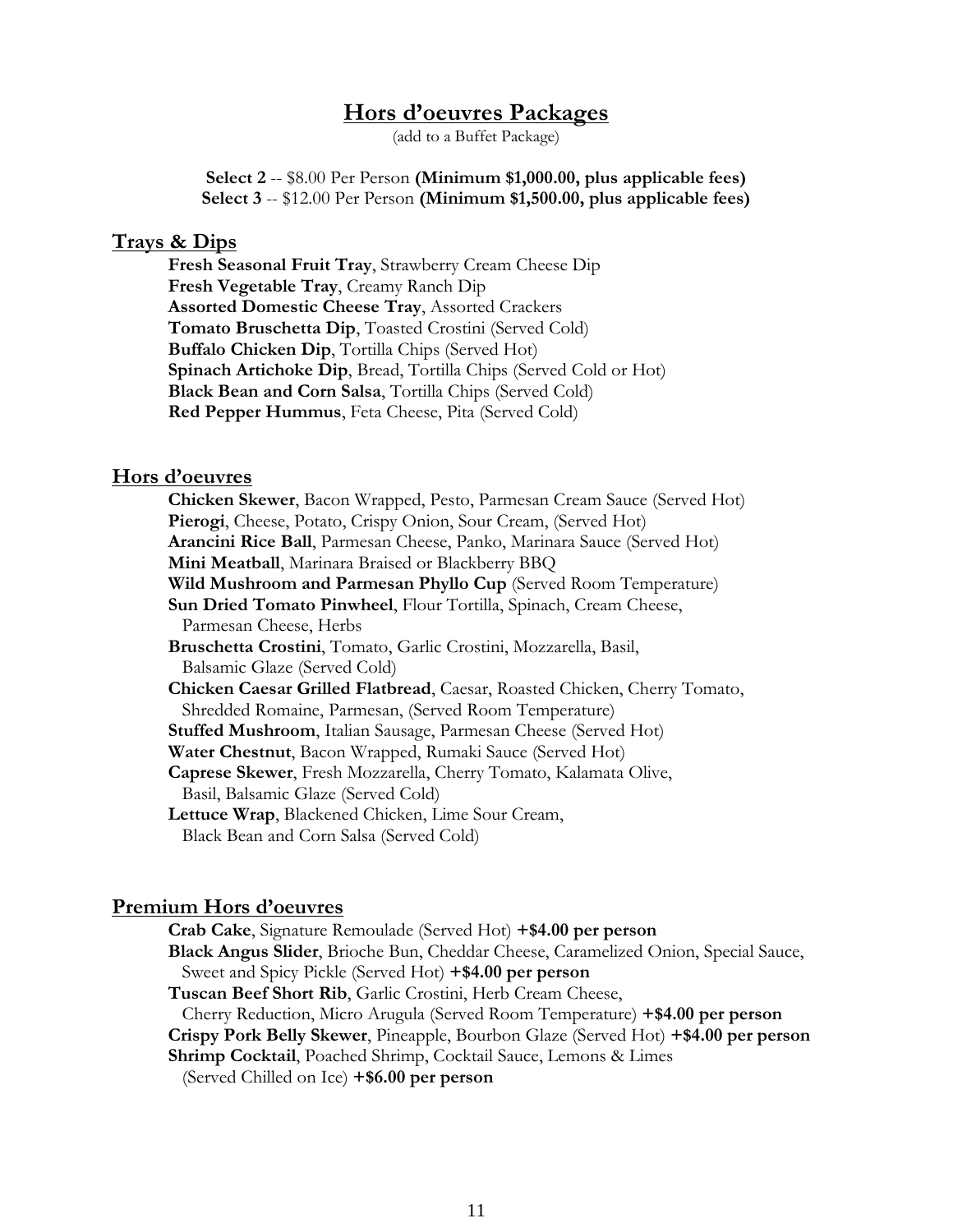# Hors d'oeuvres Packages

(add to a Buffet Package)

**Select 2** -- $8.00 Per Person **(Minimum $1,000.00, plus applicable fees)**
**Select 3** -- $12.00 Per Person **(Minimum $1,500.00, plus applicable fees)**

## Trays & Dips

**Fresh Seasonal Fruit Tray**, Strawberry Cream Cheese Dip
**Fresh Vegetable Tray**, Creamy Ranch Dip
**Assorted Domestic Cheese Tray**, Assorted Crackers
**Tomato Bruschetta Dip**, Toasted Crostini (Served Cold)
**Buffalo Chicken Dip**, Tortilla Chips (Served Hot)
**Spinach Artichoke Dip**, Bread, Tortilla Chips (Served Cold or Hot)
**Black Bean and Corn Salsa**, Tortilla Chips (Served Cold)
**Red Pepper Hummus**, Feta Cheese, Pita (Served Cold)

## Hors d'oeuvres

**Chicken Skewer**, Bacon Wrapped, Pesto, Parmesan Cream Sauce (Served Hot)
**Pierogi**, Cheese, Potato, Crispy Onion, Sour Cream, (Served Hot)
**Arancini Rice Ball**, Parmesan Cheese, Panko, Marinara Sauce (Served Hot)
**Mini Meatball**, Marinara Braised or Blackberry BBQ
**Wild Mushroom and Parmesan Phyllo Cup** (Served Room Temperature)
**Sun Dried Tomato Pinwheel**, Flour Tortilla, Spinach, Cream Cheese, Parmesan Cheese, Herbs
**Bruschetta Crostini**, Tomato, Garlic Crostini, Mozzarella, Basil, Balsamic Glaze (Served Cold)
**Chicken Caesar Grilled Flatbread**, Caesar, Roasted Chicken, Cherry Tomato, Shredded Romaine, Parmesan, (Served Room Temperature)
**Stuffed Mushroom**, Italian Sausage, Parmesan Cheese (Served Hot)
**Water Chestnut**, Bacon Wrapped, Rumaki Sauce (Served Hot)
**Caprese Skewer**, Fresh Mozzarella, Cherry Tomato, Kalamata Olive, Basil, Balsamic Glaze (Served Cold)
**Lettuce Wrap**, Blackened Chicken, Lime Sour Cream, Black Bean and Corn Salsa (Served Cold)

## Premium Hors d'oeuvres

**Crab Cake**, Signature Remoulade (Served Hot) **+$4.00 per person**
**Black Angus Slider**, Brioche Bun, Cheddar Cheese, Caramelized Onion, Special Sauce, Sweet and Spicy Pickle (Served Hot) **+$4.00 per person**
**Tuscan Beef Short Rib**, Garlic Crostini, Herb Cream Cheese, Cherry Reduction, Micro Arugula (Served Room Temperature) **+$4.00 per person**
**Crispy Pork Belly Skewer**, Pineapple, Bourbon Glaze (Served Hot) **+$4.00 per person**
**Shrimp Cocktail**, Poached Shrimp, Cocktail Sauce, Lemons & Limes (Served Chilled on Ice) **+$6.00 per person**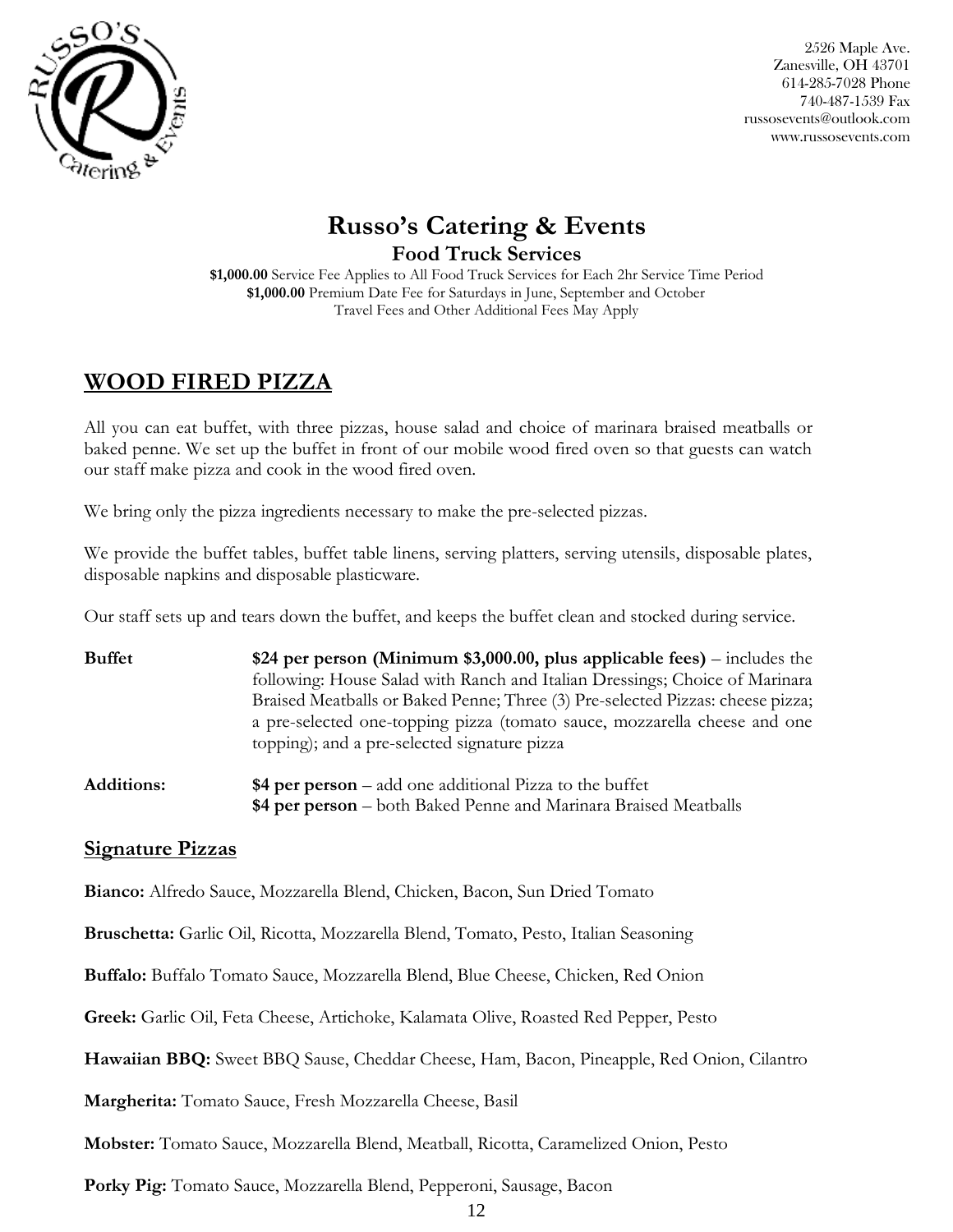2526 Maple Ave.
Zanesville, OH 43701
614-285-7028 Phone
740-487-1539 Fax
russosevents@outlook.com
www.russosevents.com

# Russo's Catering & Events

### Food Truck Services

**$1,000.00** Service Fee Applies to All Food Truck Services for Each 2hr Service Time Period
**$1,000.00** Premium Date Fee for Saturdays in June, September and October
Travel Fees and Other Additional Fees May Apply

## WOOD FIRED PIZZA

All you can eat buffet, with three pizzas, house salad and choice of marinara braised meatballs or baked penne. We set up the buffet in front of our mobile wood fired oven so that guests can watch our staff make pizza and cook in the wood fired oven.

We bring only the pizza ingredients necessary to make the pre-selected pizzas.

We provide the buffet tables, buffet table linens, serving platters, serving utensils, disposable plates, disposable napkins and disposable plasticware.

Our staff sets up and tears down the buffet, and keeps the buffet clean and stocked during service.

**Buffet** — **$24 per person (Minimum $3,000.00, plus applicable fees)** – includes the following: House Salad with Ranch and Italian Dressings; Choice of Marinara Braised Meatballs or Baked Penne; Three (3) Pre-selected Pizzas: cheese pizza; a pre-selected one-topping pizza (tomato sauce, mozzarella cheese and one topping); and a pre-selected signature pizza

**Additions:**
**$4 per person** – add one additional Pizza to the buffet
**$4 per person** – both Baked Penne and Marinara Braised Meatballs

### Signature Pizzas

**Bianco:** Alfredo Sauce, Mozzarella Blend, Chicken, Bacon, Sun Dried Tomato

**Bruschetta:** Garlic Oil, Ricotta, Mozzarella Blend, Tomato, Pesto, Italian Seasoning

**Buffalo:** Buffalo Tomato Sauce, Mozzarella Blend, Blue Cheese, Chicken, Red Onion

**Greek:** Garlic Oil, Feta Cheese, Artichoke, Kalamata Olive, Roasted Red Pepper, Pesto

**Hawaiian BBQ:** Sweet BBQ Sause, Cheddar Cheese, Ham, Bacon, Pineapple, Red Onion, Cilantro

**Margherita:** Tomato Sauce, Fresh Mozzarella Cheese, Basil

**Mobster:** Tomato Sauce, Mozzarella Blend, Meatball, Ricotta, Caramelized Onion, Pesto

**Porky Pig:** Tomato Sauce, Mozzarella Blend, Pepperoni, Sausage, Bacon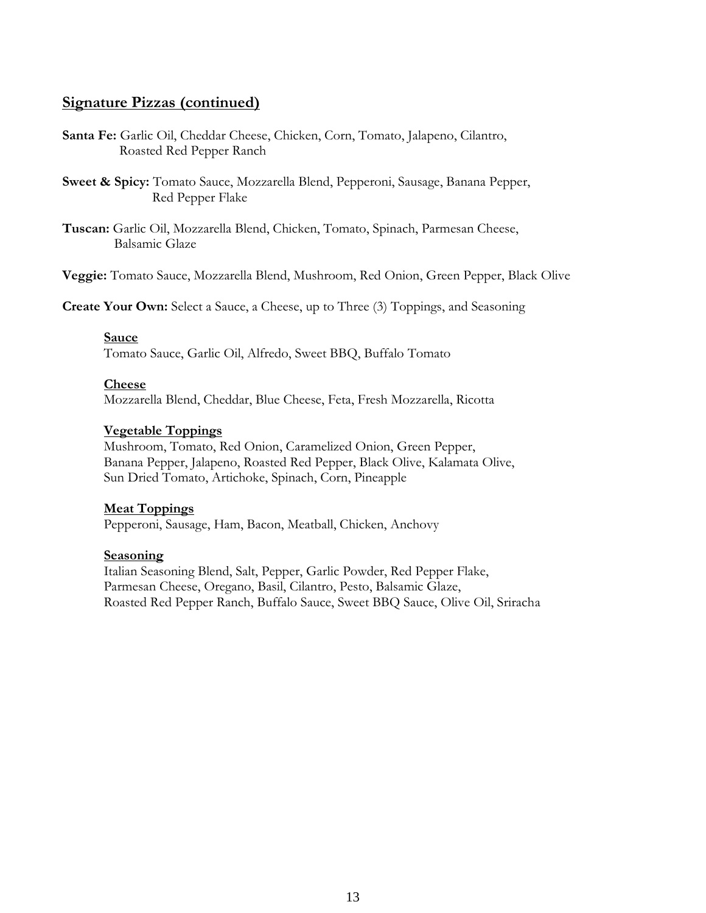## Signature Pizzas (continued)

**Santa Fe:** Garlic Oil, Cheddar Cheese, Chicken, Corn, Tomato, Jalapeno, Cilantro, Roasted Red Pepper Ranch

**Sweet & Spicy:** Tomato Sauce, Mozzarella Blend, Pepperoni, Sausage, Banana Pepper, Red Pepper Flake

**Tuscan:** Garlic Oil, Mozzarella Blend, Chicken, Tomato, Spinach, Parmesan Cheese, Balsamic Glaze

**Veggie:** Tomato Sauce, Mozzarella Blend, Mushroom, Red Onion, Green Pepper, Black Olive

**Create Your Own:** Select a Sauce, a Cheese, up to Three (3) Toppings, and Seasoning

### Sauce

Tomato Sauce, Garlic Oil, Alfredo, Sweet BBQ, Buffalo Tomato

### Cheese

Mozzarella Blend, Cheddar, Blue Cheese, Feta, Fresh Mozzarella, Ricotta

### Vegetable Toppings

Mushroom, Tomato, Red Onion, Caramelized Onion, Green Pepper, Banana Pepper, Jalapeno, Roasted Red Pepper, Black Olive, Kalamata Olive, Sun Dried Tomato, Artichoke, Spinach, Corn, Pineapple

### Meat Toppings

Pepperoni, Sausage, Ham, Bacon, Meatball, Chicken, Anchovy

### Seasoning

Italian Seasoning Blend, Salt, Pepper, Garlic Powder, Red Pepper Flake, Parmesan Cheese, Oregano, Basil, Cilantro, Pesto, Balsamic Glaze, Roasted Red Pepper Ranch, Buffalo Sauce, Sweet BBQ Sauce, Olive Oil, Sriracha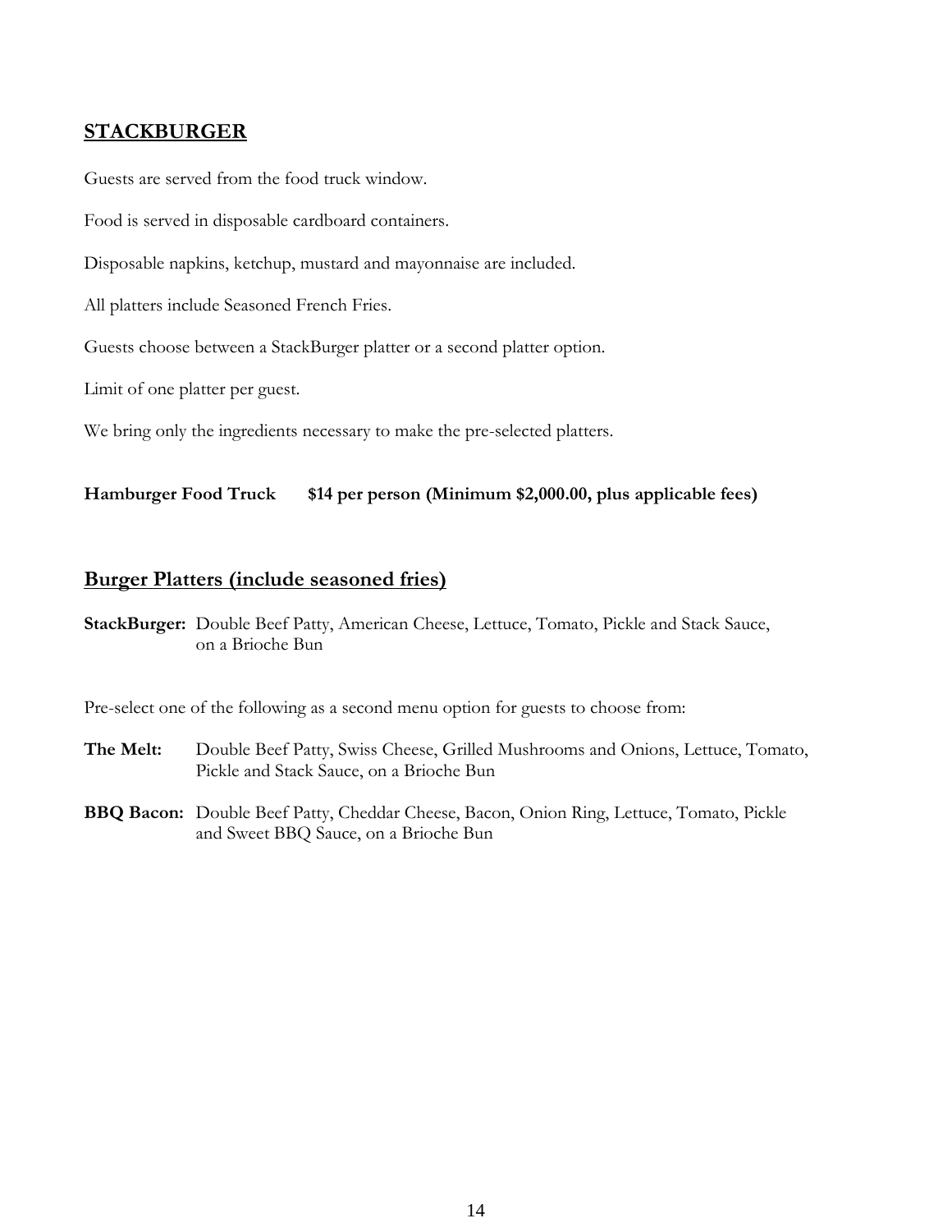## STACKBURGER

Guests are served from the food truck window.

Food is served in disposable cardboard containers.

Disposable napkins, ketchup, mustard and mayonnaise are included.

All platters include Seasoned French Fries.

Guests choose between a StackBurger platter or a second platter option.

Limit of one platter per guest.

We bring only the ingredients necessary to make the pre-selected platters.

**Hamburger Food Truck $14 per person (Minimum $2,000.00, plus applicable fees)**

## Burger Platters (include seasoned fries)

**StackBurger:** Double Beef Patty, American Cheese, Lettuce, Tomato, Pickle and Stack Sauce, on a Brioche Bun

Pre-select one of the following as a second menu option for guests to choose from:

**The Melt:** Double Beef Patty, Swiss Cheese, Grilled Mushrooms and Onions, Lettuce, Tomato, Pickle and Stack Sauce, on a Brioche Bun

**BBQ Bacon:** Double Beef Patty, Cheddar Cheese, Bacon, Onion Ring, Lettuce, Tomato, Pickle and Sweet BBQ Sauce, on a Brioche Bun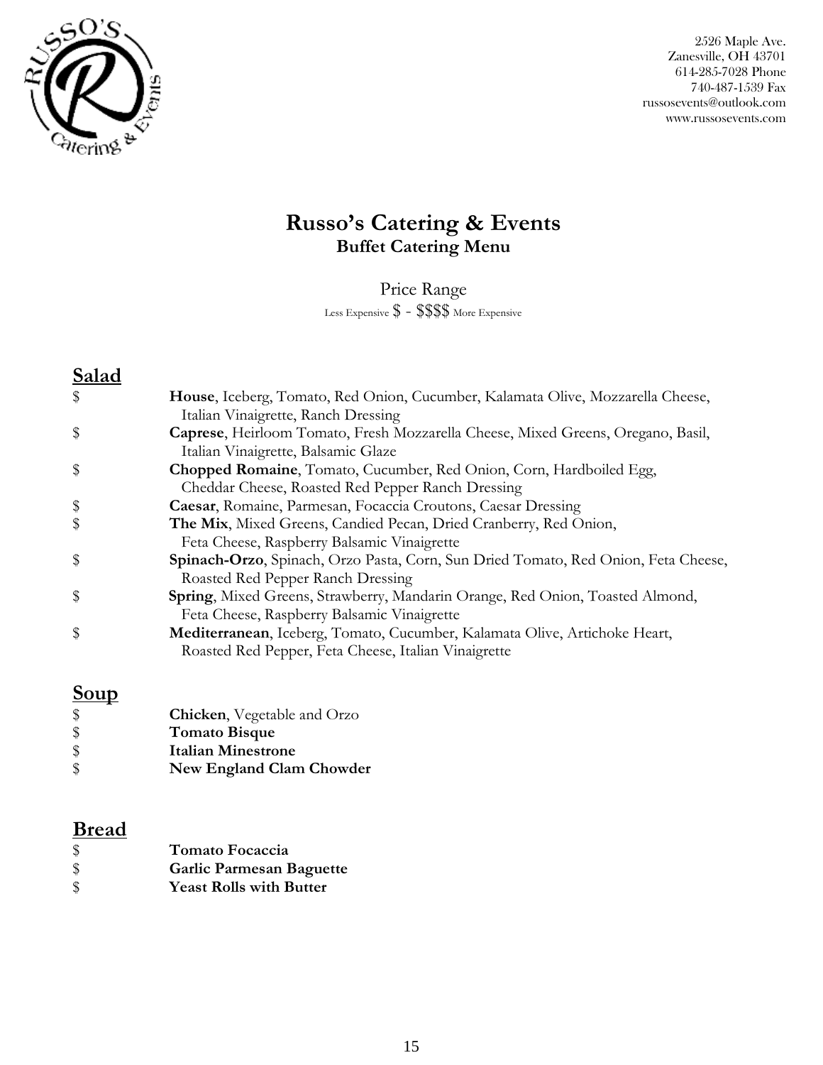2526 Maple Ave.
Zanesville, OH 43701
614-285-7028 Phone
740-487-1539 Fax
russosevents@outlook.com
www.russosevents.com

# Russo's Catering & Events

## Buffet Catering Menu

Price Range

Less Expensive $ - $$$$ More Expensive

## Salad

| | |
|---|---|
| $ | **House**, Iceberg, Tomato, Red Onion, Cucumber, Kalamata Olive, Mozzarella Cheese, Italian Vinaigrette, Ranch Dressing |
| $ | **Caprese**, Heirloom Tomato, Fresh Mozzarella Cheese, Mixed Greens, Oregano, Basil, Italian Vinaigrette, Balsamic Glaze |
| $ | **Chopped Romaine**, Tomato, Cucumber, Red Onion, Corn, Hardboiled Egg, Cheddar Cheese, Roasted Red Pepper Ranch Dressing |
| $ | **Caesar**, Romaine, Parmesan, Focaccia Croutons, Caesar Dressing |
| $ | **The Mix**, Mixed Greens, Candied Pecan, Dried Cranberry, Red Onion, Feta Cheese, Raspberry Balsamic Vinaigrette |
| $ | **Spinach-Orzo**, Spinach, Orzo Pasta, Corn, Sun Dried Tomato, Red Onion, Feta Cheese, Roasted Red Pepper Ranch Dressing |
| $ | **Spring**, Mixed Greens, Strawberry, Mandarin Orange, Red Onion, Toasted Almond, Feta Cheese, Raspberry Balsamic Vinaigrette |
| $ | **Mediterranean**, Iceberg, Tomato, Cucumber, Kalamata Olive, Artichoke Heart, Roasted Red Pepper, Feta Cheese, Italian Vinaigrette |

## Soup

| | |
|---|---|
| $ | **Chicken**, Vegetable and Orzo |
| $ | **Tomato Bisque** |
| $ | **Italian Minestrone** |
| $ | **New England Clam Chowder** |

## Bread

| | |
|---|---|
| $ | **Tomato Focaccia** |
| $ | **Garlic Parmesan Baguette** |
| $ | **Yeast Rolls with Butter** |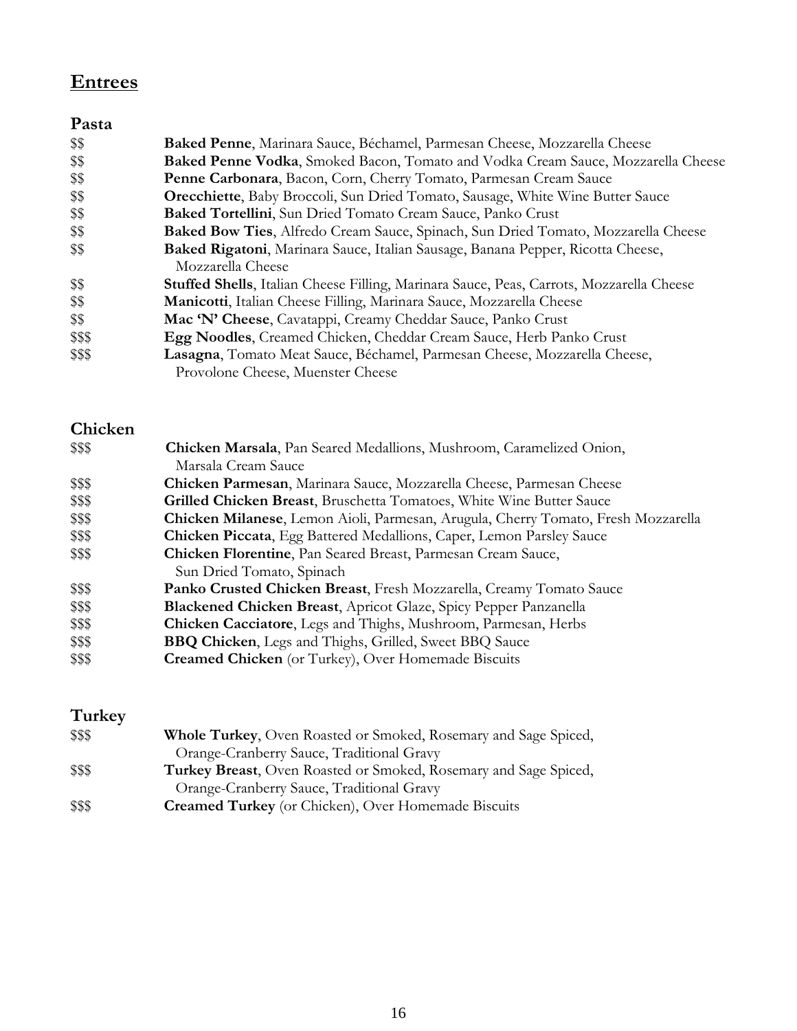## Entrees

### Pasta

| | |
|---|---|
| $$ | **Baked Penne**, Marinara Sauce, Béchamel, Parmesan Cheese, Mozzarella Cheese |
| $$ | **Baked Penne Vodka**, Smoked Bacon, Tomato and Vodka Cream Sauce, Mozzarella Cheese |
| $$ | **Penne Carbonara**, Bacon, Corn, Cherry Tomato, Parmesan Cream Sauce |
| $$ | **Orecchiette**, Baby Broccoli, Sun Dried Tomato, Sausage, White Wine Butter Sauce |
| $$ | **Baked Tortellini**, Sun Dried Tomato Cream Sauce, Panko Crust |
| $$ | **Baked Bow Ties**, Alfredo Cream Sauce, Spinach, Sun Dried Tomato, Mozzarella Cheese |
| $$ | **Baked Rigatoni**, Marinara Sauce, Italian Sausage, Banana Pepper, Ricotta Cheese, Mozzarella Cheese |
| $$ | **Stuffed Shells**, Italian Cheese Filling, Marinara Sauce, Peas, Carrots, Mozzarella Cheese |
| $$ | **Manicotti**, Italian Cheese Filling, Marinara Sauce, Mozzarella Cheese |
| $$ | **Mac 'N' Cheese**, Cavatappi, Creamy Cheddar Sauce, Panko Crust |
| $$$ | **Egg Noodles**, Creamed Chicken, Cheddar Cream Sauce, Herb Panko Crust |
| $$$ | **Lasagna**, Tomato Meat Sauce, Béchamel, Parmesan Cheese, Mozzarella Cheese, Provolone Cheese, Muenster Cheese |

### Chicken

| | |
|---|---|
| $$$ | **Chicken Marsala**, Pan Seared Medallions, Mushroom, Caramelized Onion, Marsala Cream Sauce |
| $$$ | **Chicken Parmesan**, Marinara Sauce, Mozzarella Cheese, Parmesan Cheese |
| $$$ | **Grilled Chicken Breast**, Bruschetta Tomatoes, White Wine Butter Sauce |
| $$$ | **Chicken Milanese**, Lemon Aioli, Parmesan, Arugula, Cherry Tomato, Fresh Mozzarella |
| $$$ | **Chicken Piccata**, Egg Battered Medallions, Caper, Lemon Parsley Sauce |
| $$$ | **Chicken Florentine**, Pan Seared Breast, Parmesan Cream Sauce, Sun Dried Tomato, Spinach |
| $$$ | **Panko Crusted Chicken Breast**, Fresh Mozzarella, Creamy Tomato Sauce |
| $$$ | **Blackened Chicken Breast**, Apricot Glaze, Spicy Pepper Panzanella |
| $$$ | **Chicken Cacciatore**, Legs and Thighs, Mushroom, Parmesan, Herbs |
| $$$ | **BBQ Chicken**, Legs and Thighs, Grilled, Sweet BBQ Sauce |
| $$$ | **Creamed Chicken** (or Turkey), Over Homemade Biscuits |

### Turkey

| | |
|---|---|
| $$$ | **Whole Turkey**, Oven Roasted or Smoked, Rosemary and Sage Spiced, Orange-Cranberry Sauce, Traditional Gravy |
| $$$ | **Turkey Breast**, Oven Roasted or Smoked, Rosemary and Sage Spiced, Orange-Cranberry Sauce, Traditional Gravy |
| $$$ | **Creamed Turkey** (or Chicken), Over Homemade Biscuits |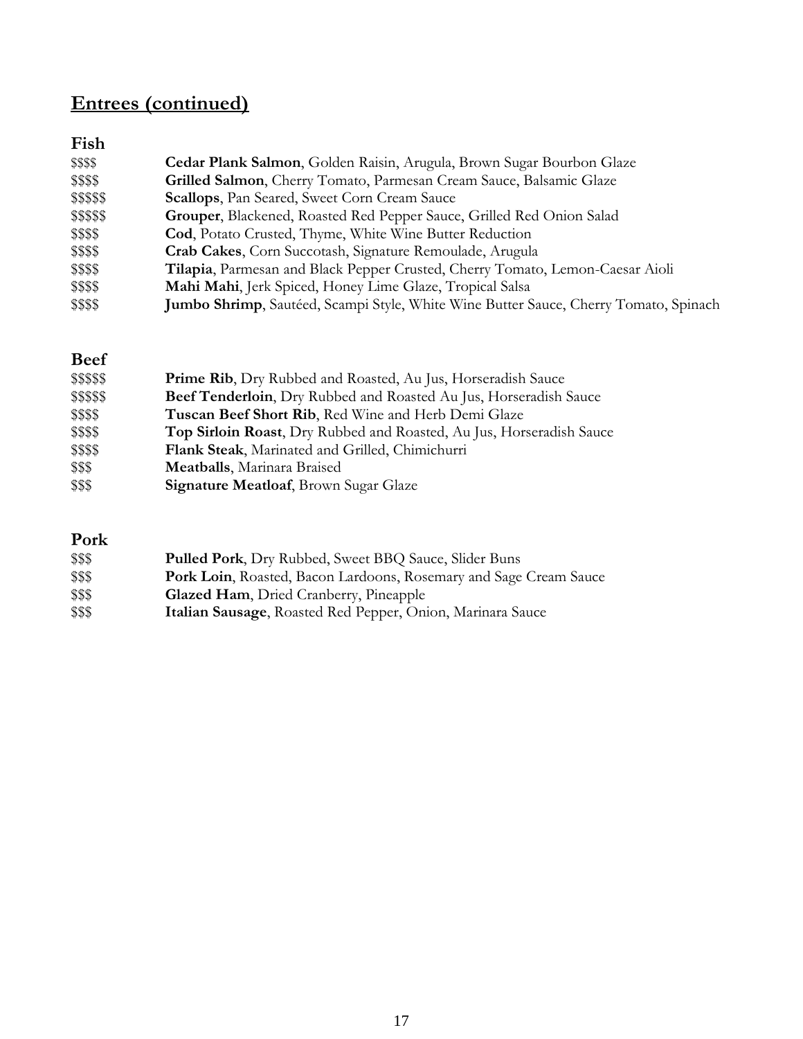## Entrees (continued)

### Fish

| | |
|---|---|
| $$$$ | **Cedar Plank Salmon**, Golden Raisin, Arugula, Brown Sugar Bourbon Glaze |
| $$$$ | **Grilled Salmon**, Cherry Tomato, Parmesan Cream Sauce, Balsamic Glaze |
| $$$$$ | **Scallops**, Pan Seared, Sweet Corn Cream Sauce |
| $$$$$ | **Grouper**, Blackened, Roasted Red Pepper Sauce, Grilled Red Onion Salad |
| $$$$ | **Cod**, Potato Crusted, Thyme, White Wine Butter Reduction |
| $$$$ | **Crab Cakes**, Corn Succotash, Signature Remoulade, Arugula |
| $$$$ | **Tilapia**, Parmesan and Black Pepper Crusted, Cherry Tomato, Lemon-Caesar Aioli |
| $$$$ | **Mahi Mahi**, Jerk Spiced, Honey Lime Glaze, Tropical Salsa |
| $$$$ | **Jumbo Shrimp**, Sautéed, Scampi Style, White Wine Butter Sauce, Cherry Tomato, Spinach |

### Beef

| | |
|---|---|
| $$$$$ | **Prime Rib**, Dry Rubbed and Roasted, Au Jus, Horseradish Sauce |
| $$$$$ | **Beef Tenderloin**, Dry Rubbed and Roasted Au Jus, Horseradish Sauce |
| $$$$ | **Tuscan Beef Short Rib**, Red Wine and Herb Demi Glaze |
| $$$$ | **Top Sirloin Roast**, Dry Rubbed and Roasted, Au Jus, Horseradish Sauce |
| $$$$ | **Flank Steak**, Marinated and Grilled, Chimichurri |
| $$$ | **Meatballs**, Marinara Braised |
| $$$ | **Signature Meatloaf**, Brown Sugar Glaze |

### Pork

| | |
|---|---|
| $$$ | **Pulled Pork**, Dry Rubbed, Sweet BBQ Sauce, Slider Buns |
| $$$ | **Pork Loin**, Roasted, Bacon Lardoons, Rosemary and Sage Cream Sauce |
| $$$ | **Glazed Ham**, Dried Cranberry, Pineapple |
| $$$ | **Italian Sausage**, Roasted Red Pepper, Onion, Marinara Sauce |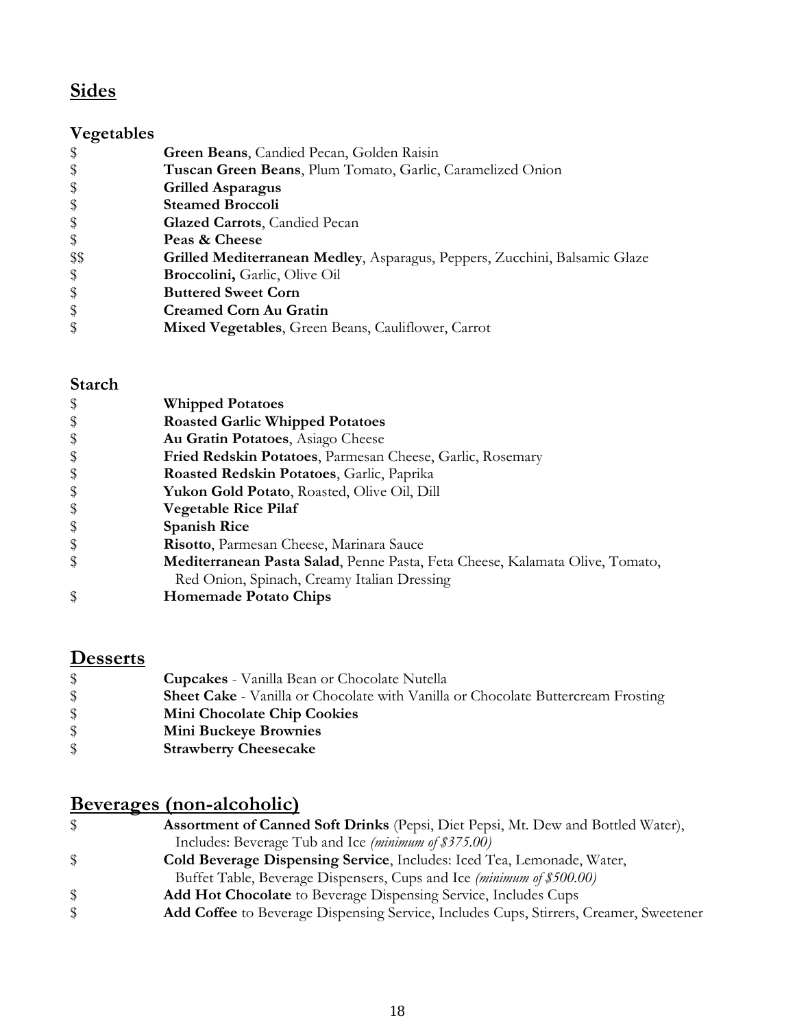## Sides

### Vegetables

$ **Green Beans**, Candied Pecan, Golden Raisin
$ **Tuscan Green Beans**, Plum Tomato, Garlic, Caramelized Onion
$ **Grilled Asparagus**
$ **Steamed Broccoli**
$ **Glazed Carrots**, Candied Pecan
$ **Peas & Cheese**
$$ **Grilled Mediterranean Medley**, Asparagus, Peppers, Zucchini, Balsamic Glaze
$ **Broccolini,** Garlic, Olive Oil
$ **Buttered Sweet Corn**
$ **Creamed Corn Au Gratin**
$ **Mixed Vegetables**, Green Beans, Cauliflower, Carrot

### Starch

$ **Whipped Potatoes**
$ **Roasted Garlic Whipped Potatoes**
$ **Au Gratin Potatoes**, Asiago Cheese
$ **Fried Redskin Potatoes**, Parmesan Cheese, Garlic, Rosemary
$ **Roasted Redskin Potatoes**, Garlic, Paprika
$ **Yukon Gold Potato**, Roasted, Olive Oil, Dill
$ **Vegetable Rice Pilaf**
$ **Spanish Rice**
$ **Risotto**, Parmesan Cheese, Marinara Sauce
$ **Mediterranean Pasta Salad**, Penne Pasta, Feta Cheese, Kalamata Olive, Tomato, Red Onion, Spinach, Creamy Italian Dressing
$ **Homemade Potato Chips**

## Desserts

$ **Cupcakes** - Vanilla Bean or Chocolate Nutella
$ **Sheet Cake** - Vanilla or Chocolate with Vanilla or Chocolate Buttercream Frosting
$ **Mini Chocolate Chip Cookies**
$ **Mini Buckeye Brownies**
$ **Strawberry Cheesecake**

## Beverages (non-alcoholic)

$ **Assortment of Canned Soft Drinks** (Pepsi, Diet Pepsi, Mt. Dew and Bottled Water), Includes: Beverage Tub and Ice *(minimum of $375.00)*
$ **Cold Beverage Dispensing Service**, Includes: Iced Tea, Lemonade, Water, Buffet Table, Beverage Dispensers, Cups and Ice *(minimum of $500.00)*
$ **Add Hot Chocolate** to Beverage Dispensing Service, Includes Cups
$ **Add Coffee** to Beverage Dispensing Service, Includes Cups, Stirrers, Creamer, Sweetener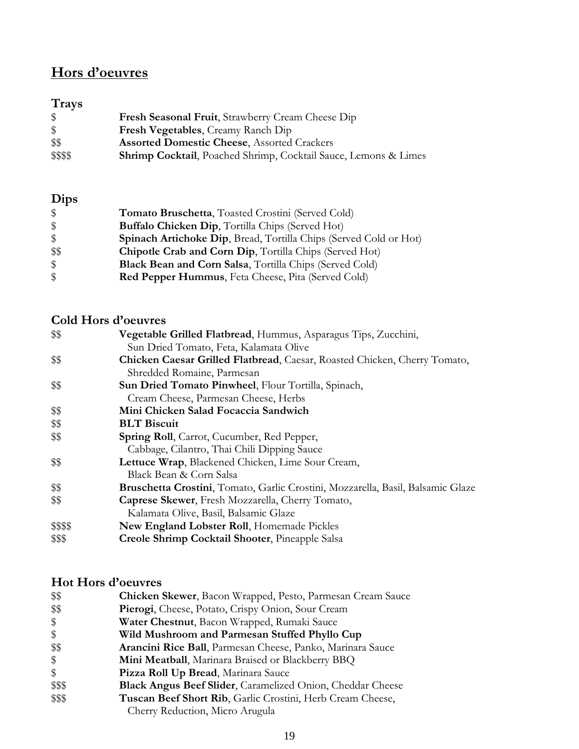# Hors d'oeuvres

## Trays

$ **Fresh Seasonal Fruit**, Strawberry Cream Cheese Dip

$ **Fresh Vegetables**, Creamy Ranch Dip

$$ **Assorted Domestic Cheese**, Assorted Crackers

$$$$ **Shrimp Cocktail**, Poached Shrimp, Cocktail Sauce, Lemons & Limes

## Dips

$ **Tomato Bruschetta**, Toasted Crostini (Served Cold)

$ **Buffalo Chicken Dip**, Tortilla Chips (Served Hot)

$ **Spinach Artichoke Dip**, Bread, Tortilla Chips (Served Cold or Hot)

$$ **Chipotle Crab and Corn Dip**, Tortilla Chips (Served Hot)

$ **Black Bean and Corn Salsa**, Tortilla Chips (Served Cold)

$ **Red Pepper Hummus**, Feta Cheese, Pita (Served Cold)

## Cold Hors d'oeuvres

$$ **Vegetable Grilled Flatbread**, Hummus, Asparagus Tips, Zucchini, Sun Dried Tomato, Feta, Kalamata Olive

$$ **Chicken Caesar Grilled Flatbread**, Caesar, Roasted Chicken, Cherry Tomato, Shredded Romaine, Parmesan

$$ **Sun Dried Tomato Pinwheel**, Flour Tortilla, Spinach, Cream Cheese, Parmesan Cheese, Herbs

$$ **Mini Chicken Salad Focaccia Sandwich**

$$ **BLT Biscuit**

$$ **Spring Roll**, Carrot, Cucumber, Red Pepper, Cabbage, Cilantro, Thai Chili Dipping Sauce

$$ **Lettuce Wrap**, Blackened Chicken, Lime Sour Cream, Black Bean & Corn Salsa

$$ **Bruschetta Crostini**, Tomato, Garlic Crostini, Mozzarella, Basil, Balsamic Glaze

$$ **Caprese Skewer**, Fresh Mozzarella, Cherry Tomato, Kalamata Olive, Basil, Balsamic Glaze

$$$$ **New England Lobster Roll**, Homemade Pickles

$$$ **Creole Shrimp Cocktail Shooter**, Pineapple Salsa

## Hot Hors d'oeuvres

$$ **Chicken Skewer**, Bacon Wrapped, Pesto, Parmesan Cream Sauce

$$ **Pierogi**, Cheese, Potato, Crispy Onion, Sour Cream

$ **Water Chestnut**, Bacon Wrapped, Rumaki Sauce

$ **Wild Mushroom and Parmesan Stuffed Phyllo Cup**

$$ **Arancini Rice Ball**, Parmesan Cheese, Panko, Marinara Sauce

$ **Mini Meatball**, Marinara Braised or Blackberry BBQ

$ **Pizza Roll Up Bread**, Marinara Sauce

$$$ **Black Angus Beef Slider**, Caramelized Onion, Cheddar Cheese

$$$ **Tuscan Beef Short Rib**, Garlic Crostini, Herb Cream Cheese, Cherry Reduction, Micro Arugula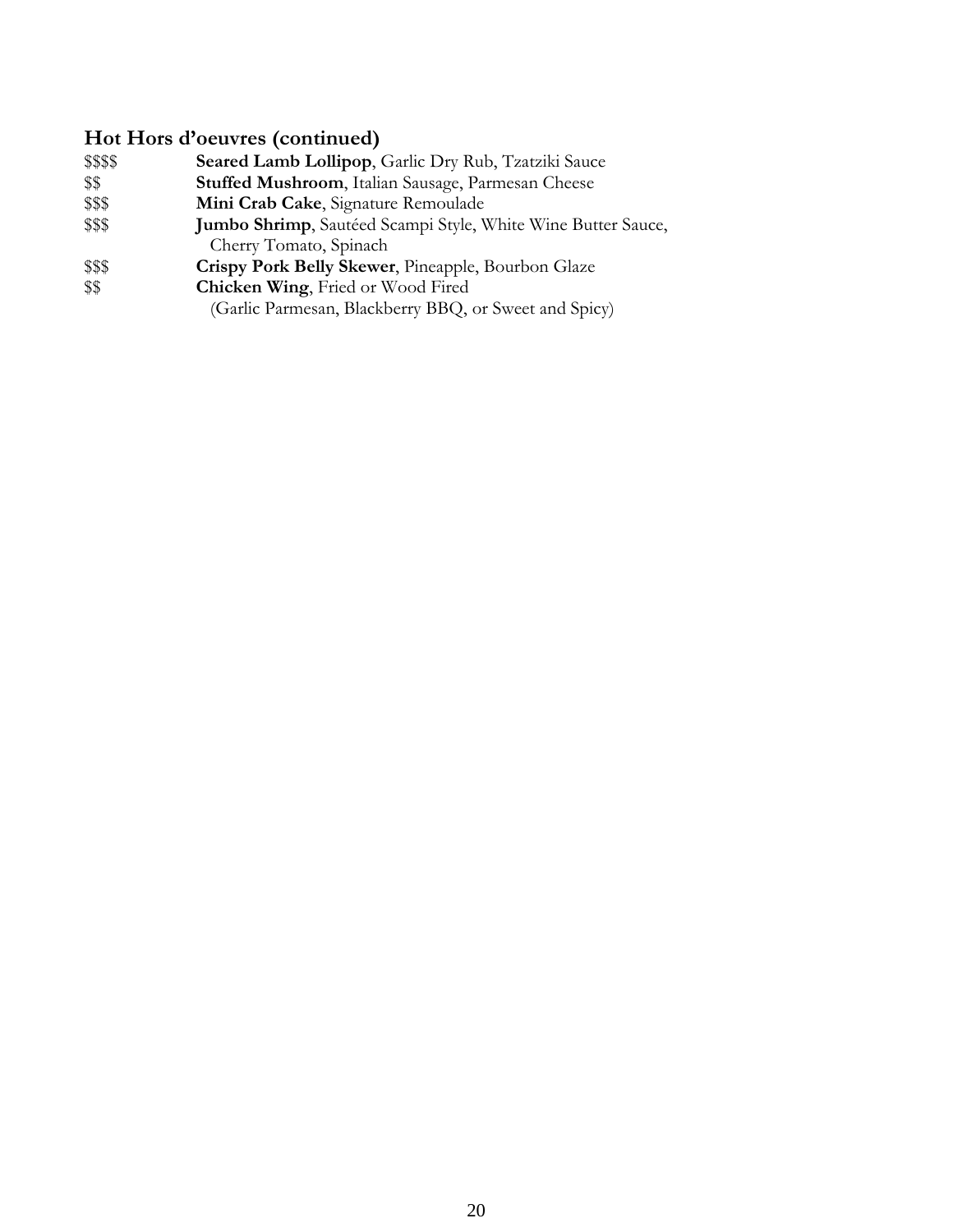## Hot Hors d'oeuvres (continued)

$$$$ **Seared Lamb Lollipop**, Garlic Dry Rub, Tzatziki Sauce
$$ **Stuffed Mushroom**, Italian Sausage, Parmesan Cheese
$$$ **Mini Crab Cake**, Signature Remoulade
$$$ **Jumbo Shrimp**, Sautéed Scampi Style, White Wine Butter Sauce, Cherry Tomato, Spinach
$$$ **Crispy Pork Belly Skewer**, Pineapple, Bourbon Glaze
$$ **Chicken Wing**, Fried or Wood Fired (Garlic Parmesan, Blackberry BBQ, or Sweet and Spicy)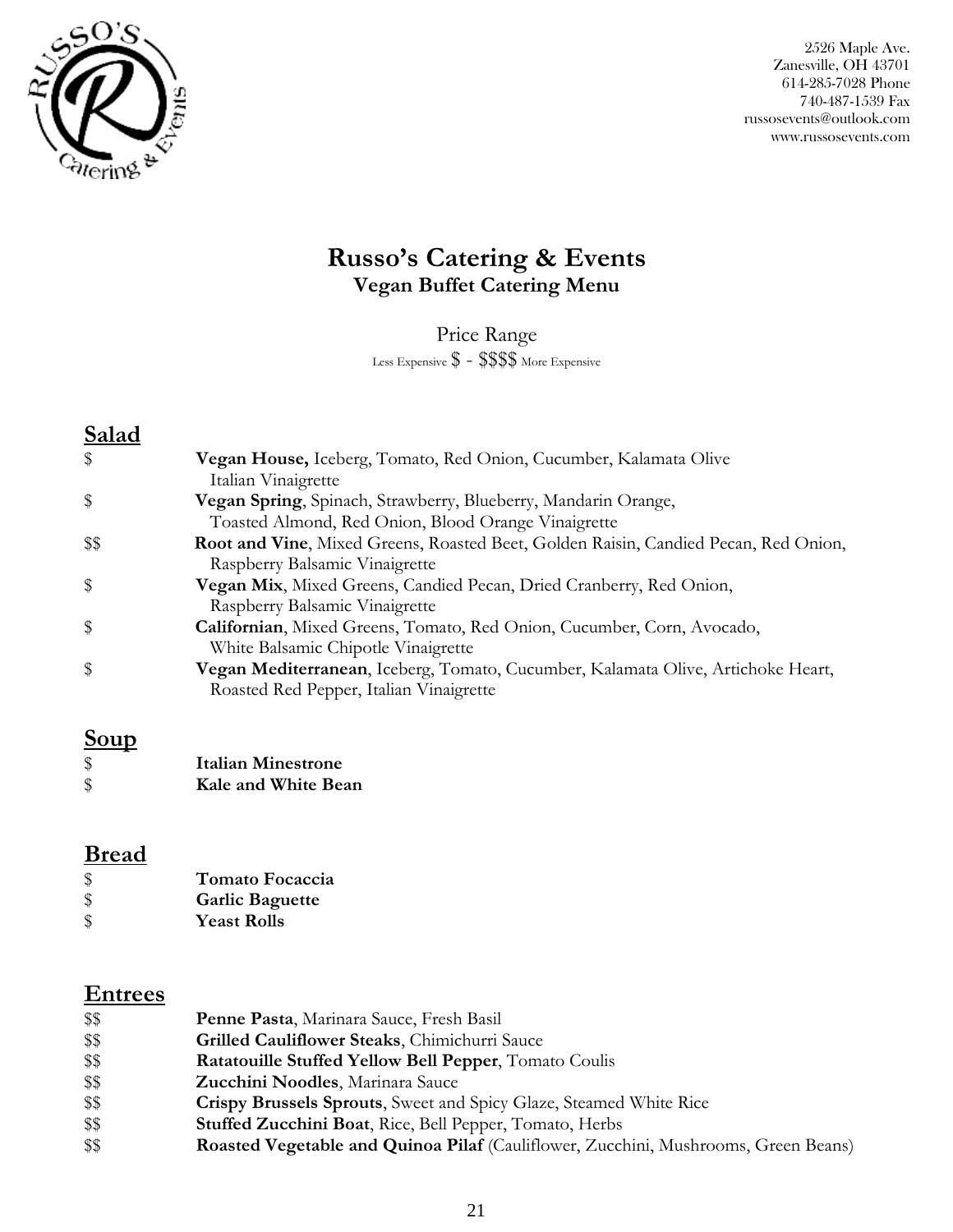2526 Maple Ave.
Zanesville, OH 43701
614-285-7028 Phone
740-487-1539 Fax
russosevents@outlook.com
www.russosevents.com

# Russo's Catering & Events

## Vegan Buffet Catering Menu

Price Range

Less Expensive $ - $$$$ More Expensive

## Salad

| | |
|---|---|
| $ | **Vegan House,** Iceberg, Tomato, Red Onion, Cucumber, Kalamata Olive Italian Vinaigrette |
| $ | **Vegan Spring**, Spinach, Strawberry, Blueberry, Mandarin Orange, Toasted Almond, Red Onion, Blood Orange Vinaigrette |
| $$ | **Root and Vine**, Mixed Greens, Roasted Beet, Golden Raisin, Candied Pecan, Red Onion, Raspberry Balsamic Vinaigrette |
| $ | **Vegan Mix**, Mixed Greens, Candied Pecan, Dried Cranberry, Red Onion, Raspberry Balsamic Vinaigrette |
| $ | **Californian**, Mixed Greens, Tomato, Red Onion, Cucumber, Corn, Avocado, White Balsamic Chipotle Vinaigrette |
| $ | **Vegan Mediterranean**, Iceberg, Tomato, Cucumber, Kalamata Olive, Artichoke Heart, Roasted Red Pepper, Italian Vinaigrette |

## Soup

| | |
|---|---|
| $ | **Italian Minestrone** |
| $ | **Kale and White Bean** |

## Bread

| | |
|---|---|
| $ | **Tomato Focaccia** |
| $ | **Garlic Baguette** |
| $ | **Yeast Rolls** |

## Entrees

| | |
|---|---|
| $$ | **Penne Pasta**, Marinara Sauce, Fresh Basil |
| $$ | **Grilled Cauliflower Steaks**, Chimichurri Sauce |
| $$ | **Ratatouille Stuffed Yellow Bell Pepper**, Tomato Coulis |
| $$ | **Zucchini Noodles**, Marinara Sauce |
| $$ | **Crispy Brussels Sprouts**, Sweet and Spicy Glaze, Steamed White Rice |
| $$ | **Stuffed Zucchini Boat**, Rice, Bell Pepper, Tomato, Herbs |
| $$ | **Roasted Vegetable and Quinoa Pilaf** (Cauliflower, Zucchini, Mushrooms, Green Beans) |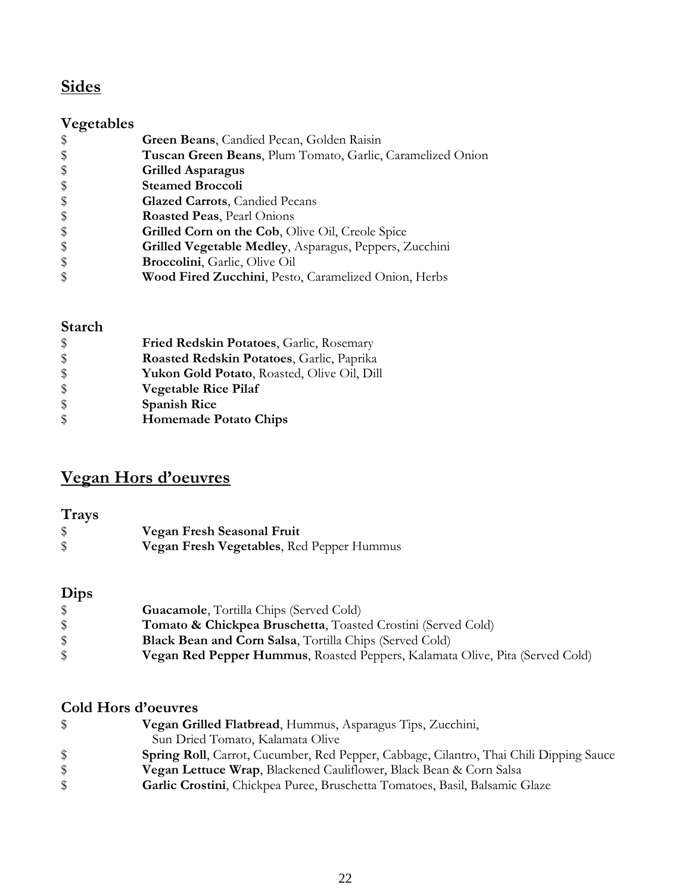## Sides

### Vegetables

$ **Green Beans**, Candied Pecan, Golden Raisin
$ **Tuscan Green Beans**, Plum Tomato, Garlic, Caramelized Onion
$ **Grilled Asparagus**
$ **Steamed Broccoli**
$ **Glazed Carrots**, Candied Pecans
$ **Roasted Peas**, Pearl Onions
$ **Grilled Corn on the Cob**, Olive Oil, Creole Spice
$ **Grilled Vegetable Medley**, Asparagus, Peppers, Zucchini
$ **Broccolini**, Garlic, Olive Oil
$ **Wood Fired Zucchini**, Pesto, Caramelized Onion, Herbs

### Starch

$ **Fried Redskin Potatoes**, Garlic, Rosemary
$ **Roasted Redskin Potatoes**, Garlic, Paprika
$ **Yukon Gold Potato**, Roasted, Olive Oil, Dill
$ **Vegetable Rice Pilaf**
$ **Spanish Rice**
$ **Homemade Potato Chips**

## Vegan Hors d'oeuvres

### Trays

$ **Vegan Fresh Seasonal Fruit**
$ **Vegan Fresh Vegetables**, Red Pepper Hummus

### Dips

$ **Guacamole**, Tortilla Chips (Served Cold)
$ **Tomato & Chickpea Bruschetta**, Toasted Crostini (Served Cold)
$ **Black Bean and Corn Salsa**, Tortilla Chips (Served Cold)
$ **Vegan Red Pepper Hummus**, Roasted Peppers, Kalamata Olive, Pita (Served Cold)

### Cold Hors d'oeuvres

$ **Vegan Grilled Flatbread**, Hummus, Asparagus Tips, Zucchini, Sun Dried Tomato, Kalamata Olive
$ **Spring Roll**, Carrot, Cucumber, Red Pepper, Cabbage, Cilantro, Thai Chili Dipping Sauce
$ **Vegan Lettuce Wrap**, Blackened Cauliflower, Black Bean & Corn Salsa
$ **Garlic Crostini**, Chickpea Puree, Bruschetta Tomatoes, Basil, Balsamic Glaze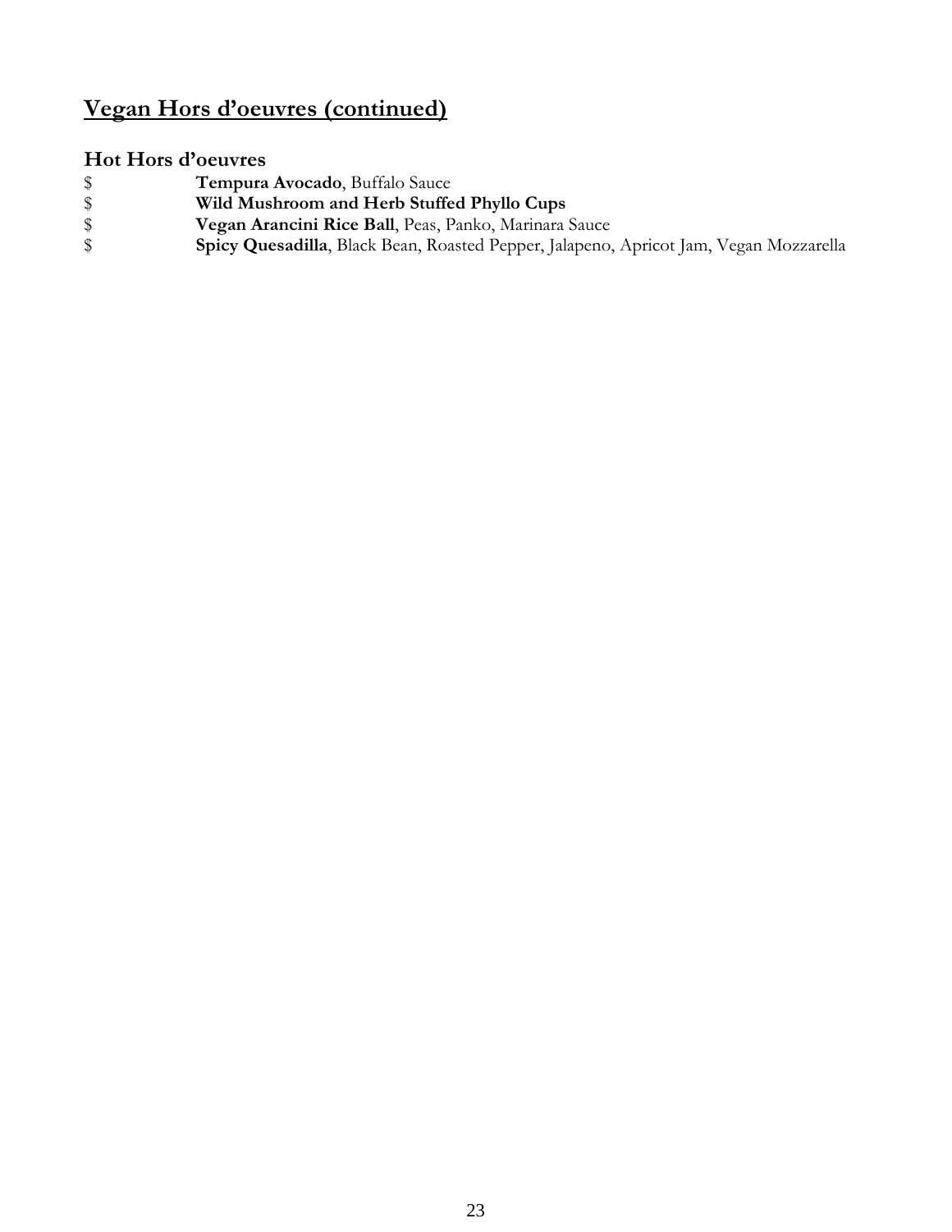## Vegan Hors d'oeuvres (continued)

### Hot Hors d'oeuvres

- $ **Tempura Avocado**, Buffalo Sauce
- $ **Wild Mushroom and Herb Stuffed Phyllo Cups**
- $ **Vegan Arancini Rice Ball**, Peas, Panko, Marinara Sauce
- $ **Spicy Quesadilla**, Black Bean, Roasted Pepper, Jalapeno, Apricot Jam, Vegan Mozzarella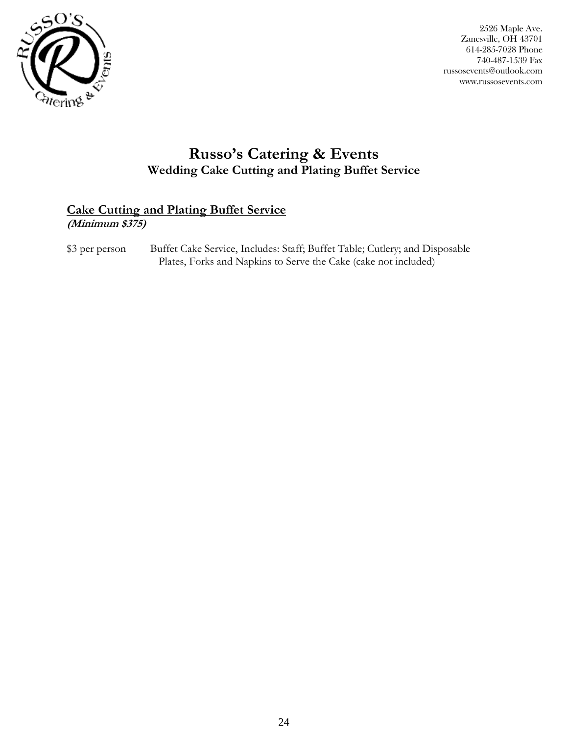2526 Maple Ave.
Zanesville, OH 43701
614-285-7028 Phone
740-487-1539 Fax
russosevents@outlook.com
www.russosevents.com

# Russo's Catering & Events

## Wedding Cake Cutting and Plating Buffet Service

### Cake Cutting and Plating Buffet Service

***(Minimum $375)***

$3 per person — Buffet Cake Service, Includes: Staff; Buffet Table; Cutlery; and Disposable Plates, Forks and Napkins to Serve the Cake (cake not included)